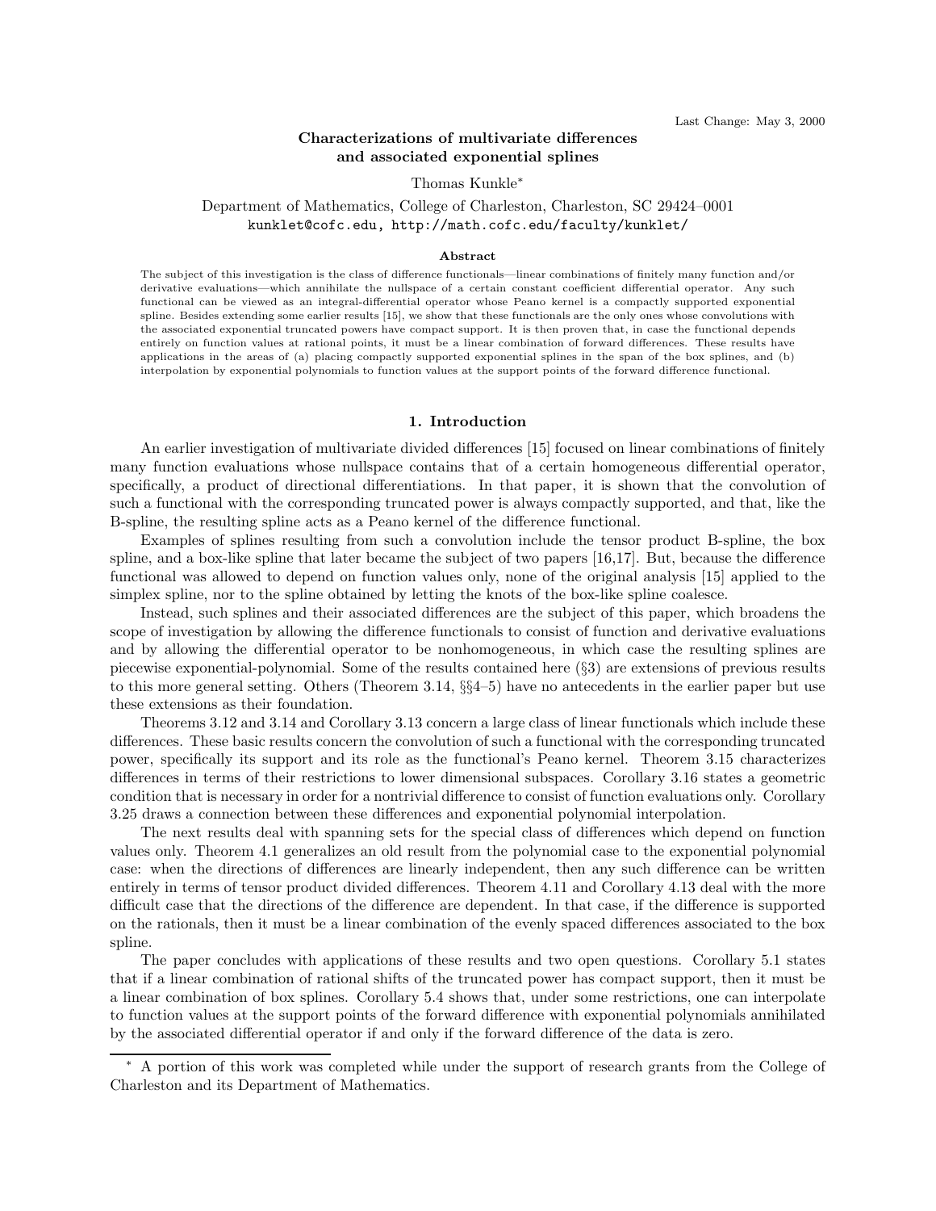Last Change: May 3, 2000

# Characterizations of multivariate differences and associated exponential splines

Thomas Kunkle*

Department of Mathematics, College of Charleston, Charleston, SC 29424–0001
kunklet@cofc.edu, http://math.cofc.edu/faculty/kunklet/

### Abstract

The subject of this investigation is the class of difference functionals—linear combinations of finitely many function and/or derivative evaluations—which annihilate the nullspace of a certain constant coefficient differential operator. Any such functional can be viewed as an integral-differential operator whose Peano kernel is a compactly supported exponential spline. Besides extending some earlier results [15], we show that these functionals are the only ones whose convolutions with the associated exponential truncated powers have compact support. It is then proven that, in case the functional depends entirely on function values at rational points, it must be a linear combination of forward differences. These results have applications in the areas of (a) placing compactly supported exponential splines in the span of the box splines, and (b) interpolation by exponential polynomials to function values at the support points of the forward difference functional.

## 1. Introduction

An earlier investigation of multivariate divided differences [15] focused on linear combinations of finitely many function evaluations whose nullspace contains that of a certain homogeneous differential operator, specifically, a product of directional differentiations. In that paper, it is shown that the convolution of such a functional with the corresponding truncated power is always compactly supported, and that, like the B-spline, the resulting spline acts as a Peano kernel of the difference functional.

Examples of splines resulting from such a convolution include the tensor product B-spline, the box spline, and a box-like spline that later became the subject of two papers [16,17]. But, because the difference functional was allowed to depend on function values only, none of the original analysis [15] applied to the simplex spline, nor to the spline obtained by letting the knots of the box-like spline coalesce.

Instead, such splines and their associated differences are the subject of this paper, which broadens the scope of investigation by allowing the difference functionals to consist of function and derivative evaluations and by allowing the differential operator to be nonhomogeneous, in which case the resulting splines are piecewise exponential-polynomial. Some of the results contained here (§3) are extensions of previous results to this more general setting. Others (Theorem 3.14, §§4–5) have no antecedents in the earlier paper but use these extensions as their foundation.

Theorems 3.12 and 3.14 and Corollary 3.13 concern a large class of linear functionals which include these differences. These basic results concern the convolution of such a functional with the corresponding truncated power, specifically its support and its role as the functional's Peano kernel. Theorem 3.15 characterizes differences in terms of their restrictions to lower dimensional subspaces. Corollary 3.16 states a geometric condition that is necessary in order for a nontrivial difference to consist of function evaluations only. Corollary 3.25 draws a connection between these differences and exponential polynomial interpolation.

The next results deal with spanning sets for the special class of differences which depend on function values only. Theorem 4.1 generalizes an old result from the polynomial case to the exponential polynomial case: when the directions of differences are linearly independent, then any such difference can be written entirely in terms of tensor product divided differences. Theorem 4.11 and Corollary 4.13 deal with the more difficult case that the directions of the difference are dependent. In that case, if the difference is supported on the rationals, then it must be a linear combination of the evenly spaced differences associated to the box spline.

The paper concludes with applications of these results and two open questions. Corollary 5.1 states that if a linear combination of rational shifts of the truncated power has compact support, then it must be a linear combination of box splines. Corollary 5.4 shows that, under some restrictions, one can interpolate to function values at the support points of the forward difference with exponential polynomials annihilated by the associated differential operator if and only if the forward difference of the data is zero.

---

\* A portion of this work was completed while under the support of research grants from the College of Charleston and its Department of Mathematics.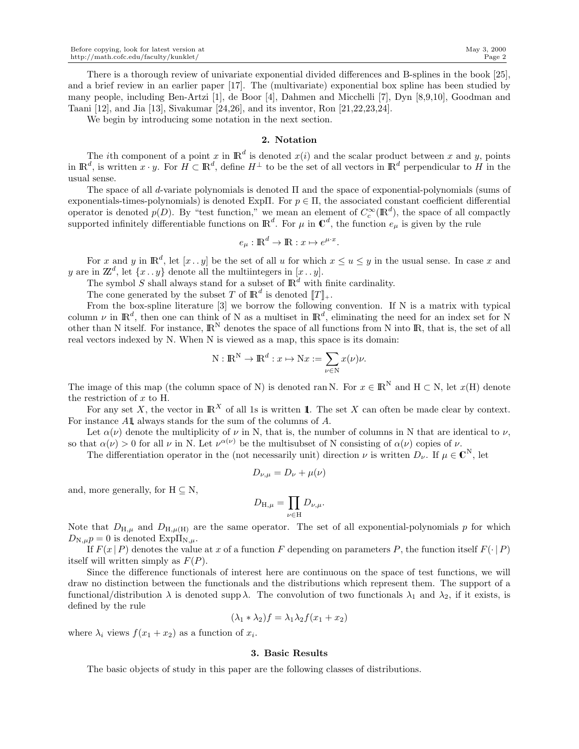There is a thorough review of univariate exponential divided differences and B-splines in the book [25], and a brief review in an earlier paper [17]. The (multivariate) exponential box spline has been studied by many people, including Ben-Artzi [1], de Boor [4], Dahmen and Micchelli [7], Dyn [8,9,10], Goodman and Taani [12], and Jia [13], Sivakumar [24,26], and its inventor, Ron [21,22,23,24].

We begin by introducing some notation in the next section.

## 2. Notation

The $i$th component of a point $x$ in $\mathbb{R}^d$ is denoted $x(i)$ and the scalar product between $x$ and $y$, points in $\mathbb{R}^d$, is written $x \cdot y$. For $H \subset \mathbb{R}^d$, define $H^\perp$ to be the set of all vectors in $\mathbb{R}^d$ perpendicular to $H$ in the usual sense.

The space of all $d$-variate polynomials is denoted $\Pi$ and the space of exponential-polynomials (sums of exponentials-times-polynomials) is denoted $\mathrm{Exp}\Pi$. For $p \in \Pi$, the associated constant coefficient differential operator is denoted $p(D)$. By "test function," we mean an element of $C_c^\infty(\mathbb{R}^d)$, the space of all compactly supported infinitely differentiable functions on $\mathbb{R}^d$. For $\mu$ in $\mathbb{C}^d$, the function $e_\mu$ is given by the rule

$$e_\mu : \mathbb{R}^d \to \mathbb{R} : x \mapsto e^{\mu \cdot x}.$$

For $x$ and $y$ in $\mathbb{R}^d$, let $[x \,.\,.\, y]$ be the set of all $u$ for which $x \leq u \leq y$ in the usual sense. In case $x$ and $y$ are in $\mathbb{Z}^d$, let $\{x \,.\,.\, y\}$ denote all the multiintegers in $[x \,.\,.\, y]$.

The symbol $S$ shall always stand for a subset of $\mathbb{R}^d$ with finite cardinality.

The cone generated by the subset $T$ of $\mathbb{R}^d$ is denoted $[\![T]\!]_+$.

From the box-spline literature [3] we borrow the following convention. If $\mathrm{N}$ is a matrix with typical column $\nu$ in $\mathbb{R}^d$, then one can think of $\mathrm{N}$ as a multiset in $\mathbb{R}^d$, eliminating the need for an index set for $\mathrm{N}$ other than $\mathrm{N}$ itself. For instance, $\mathbb{R}^{\mathrm{N}}$ denotes the space of all functions from $\mathrm{N}$ into $\mathbb{R}$, that is, the set of all real vectors indexed by $\mathrm{N}$. When $\mathrm{N}$ is viewed as a map, this space is its domain:

$$\mathrm{N} : \mathbb{R}^{\mathrm{N}} \to \mathbb{R}^d : x \mapsto \mathrm{N}x := \sum_{\nu \in \mathrm{N}} x(\nu)\nu.$$

The image of this map (the column space of $\mathrm{N}$) is denoted $\operatorname{ran} \mathrm{N}$. For $x \in \mathbb{R}^{\mathrm{N}}$ and $\mathrm{H} \subset \mathrm{N}$, let $x(\mathrm{H})$ denote the restriction of $x$ to $\mathrm{H}$.

For any set $X$, the vector in $\mathbb{R}^X$ of all 1s is written $\mathbb{1}$. The set $X$ can often be made clear by context. For instance $A\mathbb{1}$ always stands for the sum of the columns of $A$.

Let $\alpha(\nu)$ denote the multiplicity of $\nu$ in $\mathrm{N}$, that is, the number of columns in $\mathrm{N}$ that are identical to $\nu$, so that $\alpha(\nu) > 0$ for all $\nu$ in $\mathrm{N}$. Let $\nu^{\alpha(\nu)}$ be the multisubset of $\mathrm{N}$ consisting of $\alpha(\nu)$ copies of $\nu$.

The differentiation operator in the (not necessarily unit) direction $\nu$ is written $D_\nu$. If $\mu \in \mathbb{C}^{\mathrm{N}}$, let

$$D_{\nu,\mu} = D_\nu + \mu(\nu)$$

and, more generally, for $\mathrm{H} \subseteq \mathrm{N}$,

$$D_{\mathrm{H},\mu} = \prod_{\nu \in \mathrm{H}} D_{\nu,\mu}.$$

Note that $D_{\mathrm{H},\mu}$ and $D_{\mathrm{H},\mu(\mathrm{H})}$ are the same operator. The set of all exponential-polynomials $p$ for which $D_{\mathrm{N},\mu} p = 0$ is denoted $\mathrm{Exp}\Pi_{\mathrm{N},\mu}$.

If $F(x \,|\, P)$ denotes the value at $x$ of a function $F$ depending on parameters $P$, the function itself $F(\cdot \,|\, P)$ itself will written simply as $F(P)$.

Since the difference functionals of interest here are continuous on the space of test functions, we will draw no distinction between the functionals and the distributions which represent them. The support of a functional/distribution $\lambda$ is denoted $\operatorname{supp} \lambda$. The convolution of two functionals $\lambda_1$ and $\lambda_2$, if it exists, is defined by the rule

$$(\lambda_1 * \lambda_2) f = \lambda_1 \lambda_2 f(x_1 + x_2)$$

where $\lambda_i$ views $f(x_1 + x_2)$ as a function of $x_i$.

## 3. Basic Results

The basic objects of study in this paper are the following classes of distributions.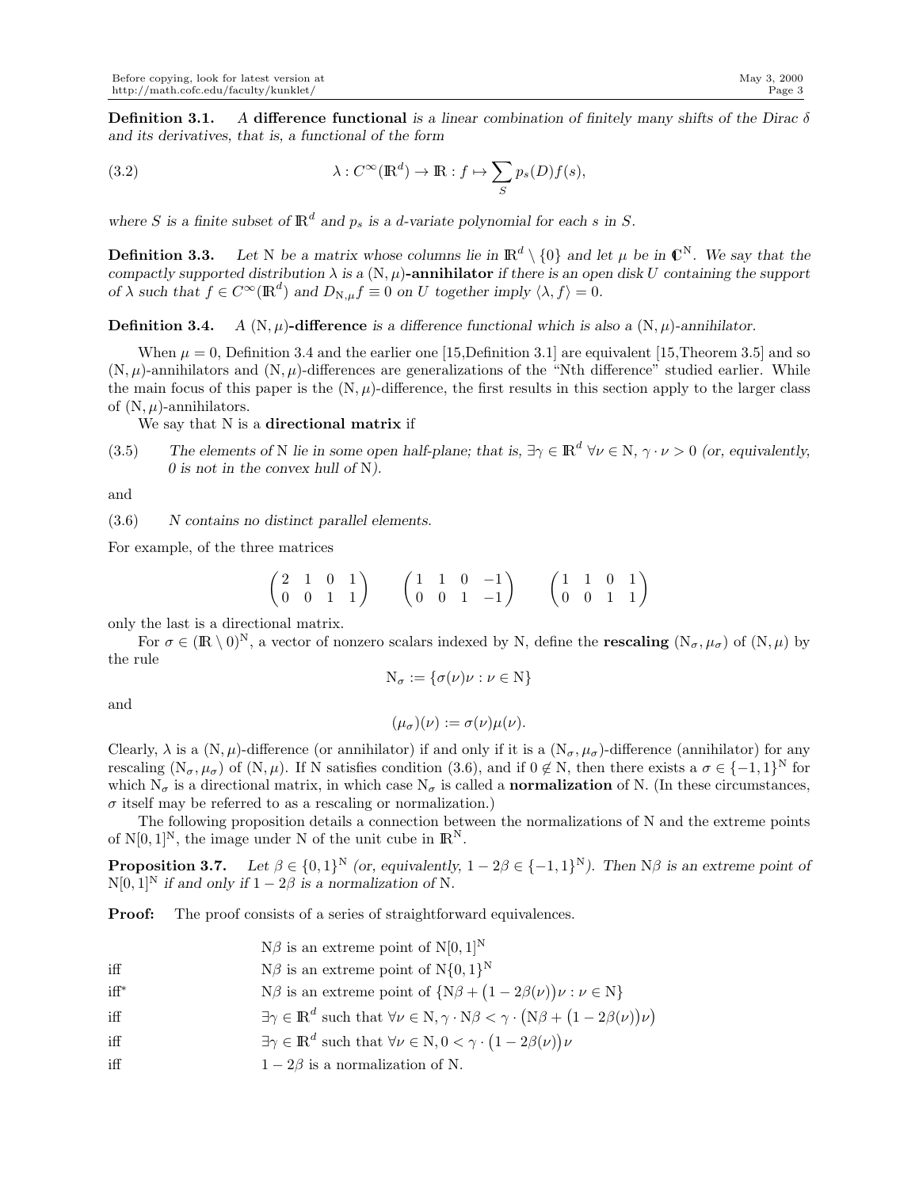**Definition 3.1.** *A* **difference functional** *is a linear combination of finitely many shifts of the Dirac $\delta$ and its derivatives, that is, a functional of the form*

$$\lambda : C^\infty(\mathbb{R}^d) \to \mathbb{R} : f \mapsto \sum_S p_s(D) f(s), \tag{3.2}$$

*where $S$ is a finite subset of $\mathbb{R}^d$ and $p_s$ is a $d$-variate polynomial for each $s$ in $S$.*

**Definition 3.3.** *Let $\mathrm{N}$ be a matrix whose columns lie in $\mathbb{R}^d \setminus \{0\}$ and let $\mu$ be in $\mathbb{C}^{\mathrm{N}}$. We say that the compactly supported distribution $\lambda$ is a* $(\mathrm{N}, \mu)$**-annihilator** *if there is an open disk $U$ containing the support of $\lambda$ such that $f \in C^\infty(\mathbb{R}^d)$ and $D_{\mathrm{N},\mu} f \equiv 0$ on $U$ together imply $\langle \lambda, f \rangle = 0$.*

**Definition 3.4.** *A* $(\mathrm{N}, \mu)$**-difference** *is a difference functional which is also a $(\mathrm{N}, \mu)$-annihilator.*

When $\mu = 0$, Definition 3.4 and the earlier one [15,Definition 3.1] are equivalent [15,Theorem 3.5] and so $(\mathrm{N}, \mu)$-annihilators and $(\mathrm{N}, \mu)$-differences are generalizations of the "Nth difference" studied earlier. While the main focus of this paper is the $(\mathrm{N}, \mu)$-difference, the first results in this section apply to the larger class of $(\mathrm{N}, \mu)$-annihilators.

We say that $\mathrm{N}$ is a **directional matrix** if

(3.5) *The elements of $\mathrm{N}$ lie in some open half-plane; that is, $\exists \gamma \in \mathbb{R}^d \ \forall \nu \in \mathrm{N}$, $\gamma \cdot \nu > 0$ (or, equivalently, $0$ is not in the convex hull of $\mathrm{N}$).*

and

(3.6) *$N$ contains no distinct parallel elements.*

For example, of the three matrices

$$\begin{pmatrix} 2 & 1 & 0 & 1 \\ 0 & 0 & 1 & 1 \end{pmatrix} \qquad \begin{pmatrix} 1 & 1 & 0 & -1 \\ 0 & 0 & 1 & -1 \end{pmatrix} \qquad \begin{pmatrix} 1 & 1 & 0 & 1 \\ 0 & 0 & 1 & 1 \end{pmatrix}$$

only the last is a directional matrix.

For $\sigma \in (\mathbb{R} \setminus 0)^{\mathrm{N}}$, a vector of nonzero scalars indexed by $\mathrm{N}$, define the **rescaling** $(\mathrm{N}_\sigma, \mu_\sigma)$ of $(\mathrm{N}, \mu)$ by the rule

$$\mathrm{N}_\sigma := \{\sigma(\nu)\nu : \nu \in \mathrm{N}\}$$

and

$$(\mu_\sigma)(\nu) := \sigma(\nu)\mu(\nu).$$

Clearly, $\lambda$ is a $(\mathrm{N}, \mu)$-difference (or annihilator) if and only if it is a $(\mathrm{N}_\sigma, \mu_\sigma)$-difference (annihilator) for any rescaling $(\mathrm{N}_\sigma, \mu_\sigma)$ of $(\mathrm{N}, \mu)$. If $\mathrm{N}$ satisfies condition (3.6), and if $0 \notin \mathrm{N}$, then there exists a $\sigma \in \{-1, 1\}^{\mathrm{N}}$ for which $\mathrm{N}_\sigma$ is a directional matrix, in which case $\mathrm{N}_\sigma$ is called a **normalization** of $\mathrm{N}$. (In these circumstances, $\sigma$ itself may be referred to as a rescaling or normalization.)

The following proposition details a connection between the normalizations of $\mathrm{N}$ and the extreme points of $\mathrm{N}[0,1]^{\mathrm{N}}$, the image under $\mathrm{N}$ of the unit cube in $\mathbb{R}^{\mathrm{N}}$.

**Proposition 3.7.** *Let $\beta \in \{0,1\}^{\mathrm{N}}$ (or, equivalently, $1 - 2\beta \in \{-1,1\}^{\mathrm{N}}$). Then $\mathrm{N}\beta$ is an extreme point of $\mathrm{N}[0,1]^{\mathrm{N}}$ if and only if $1 - 2\beta$ is a normalization of $\mathrm{N}$.*

**Proof:** The proof consists of a series of straightforward equivalences.

| | |
|---|---|
| | $\mathrm{N}\beta$ is an extreme point of $\mathrm{N}[0,1]^{\mathrm{N}}$ |
| iff | $\mathrm{N}\beta$ is an extreme point of $\mathrm{N}\{0,1\}^{\mathrm{N}}$ |
| iff* | $\mathrm{N}\beta$ is an extreme point of $\{\mathrm{N}\beta + (1 - 2\beta(\nu))\nu : \nu \in \mathrm{N}\}$ |
| iff | $\exists \gamma \in \mathbb{R}^d$ such that $\forall \nu \in \mathrm{N}, \gamma \cdot \mathrm{N}\beta < \gamma \cdot (\mathrm{N}\beta + (1 - 2\beta(\nu))\nu)$ |
| iff | $\exists \gamma \in \mathbb{R}^d$ such that $\forall \nu \in \mathrm{N}, 0 < \gamma \cdot (1 - 2\beta(\nu))\nu$ |
| iff | $1 - 2\beta$ is a normalization of $\mathrm{N}$. |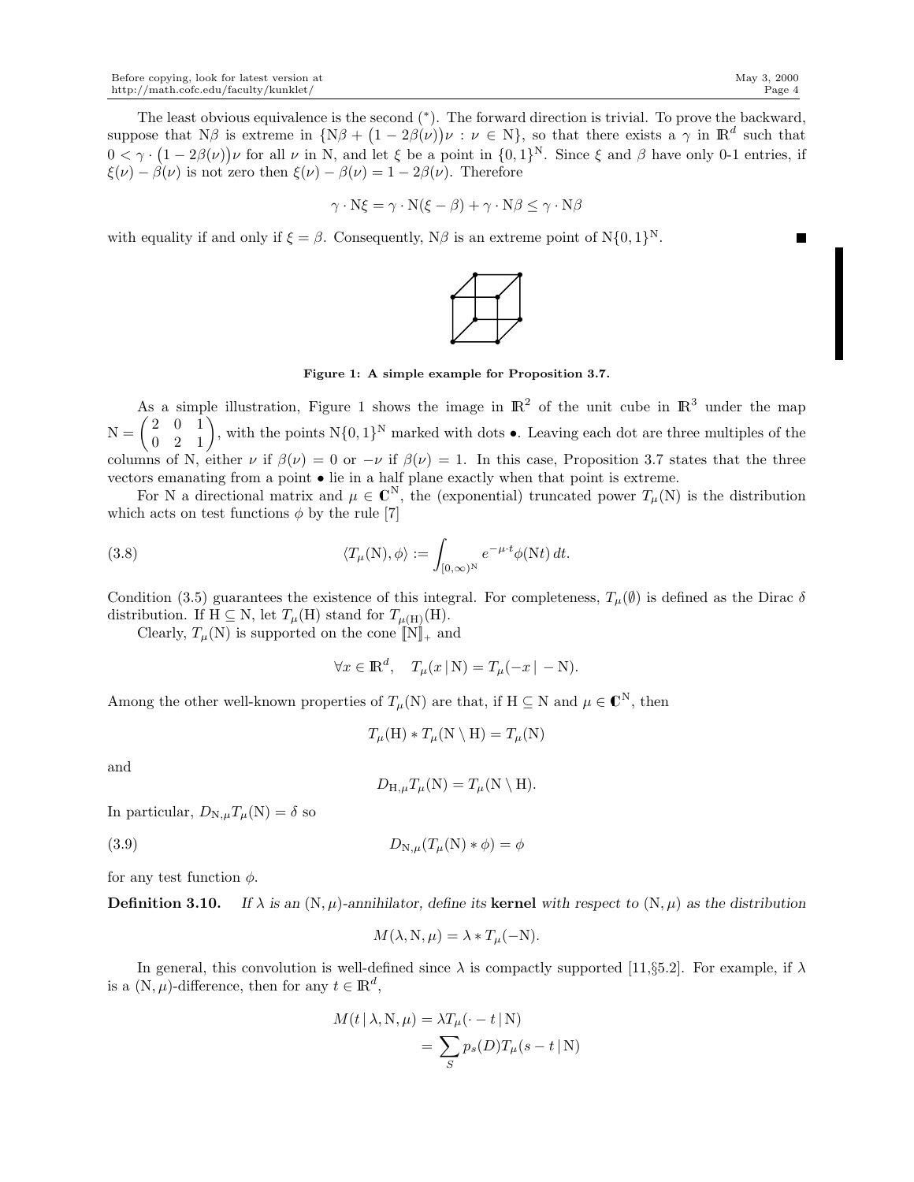The least obvious equivalence is the second (*). The forward direction is trivial. To prove the backward, suppose that $\mathrm{N}\beta$ is extreme in $\{\mathrm{N}\beta + (1 - 2\beta(\nu))\nu : \nu \in \mathrm{N}\}$, so that there exists a $\gamma$ in $\mathbb{R}^d$ such that $0 < \gamma \cdot (1 - 2\beta(\nu))\nu$ for all $\nu$ in N, and let $\xi$ be a point in $\{0,1\}^{\mathrm{N}}$. Since $\xi$ and $\beta$ have only 0-1 entries, if $\xi(\nu) - \beta(\nu)$ is not zero then $\xi(\nu) - \beta(\nu) = 1 - 2\beta(\nu)$. Therefore

$$\gamma \cdot \mathrm{N}\xi = \gamma \cdot \mathrm{N}(\xi - \beta) + \gamma \cdot \mathrm{N}\beta \le \gamma \cdot \mathrm{N}\beta$$

with equality if and only if $\xi = \beta$. Consequently, $\mathrm{N}\beta$ is an extreme point of $\mathrm{N}\{0,1\}^{\mathrm{N}}$. ∎

**Figure 1: A simple example for Proposition 3.7.**

As a simple illustration, Figure 1 shows the image in $\mathbb{R}^2$ of the unit cube in $\mathbb{R}^3$ under the map $\mathrm{N} = \begin{pmatrix} 2 & 0 & 1 \\ 0 & 2 & 1 \end{pmatrix}$, with the points $\mathrm{N}\{0,1\}^{\mathrm{N}}$ marked with dots •. Leaving each dot are three multiples of the columns of N, either $\nu$ if $\beta(\nu) = 0$ or $-\nu$ if $\beta(\nu) = 1$. In this case, Proposition 3.7 states that the three vectors emanating from a point • lie in a half plane exactly when that point is extreme.

For N a directional matrix and $\mu \in \mathbb{C}^{\mathrm{N}}$, the (exponential) truncated power $T_\mu(\mathrm{N})$ is the distribution which acts on test functions $\phi$ by the rule [7]

$$\langle T_\mu(\mathrm{N}), \phi\rangle := \int_{[0,\infty)^{\mathrm{N}}} e^{-\mu\cdot t}\phi(\mathrm{N}t)\,dt. \tag{3.8}$$

Condition (3.5) guarantees the existence of this integral. For completeness, $T_\mu(\emptyset)$ is defined as the Dirac $\delta$ distribution. If $\mathrm{H} \subseteq \mathrm{N}$, let $T_\mu(\mathrm{H})$ stand for $T_{\mu(\mathrm{H})}(\mathrm{H})$.

Clearly, $T_\mu(\mathrm{N})$ is supported on the cone $[\![\mathrm{N}]\!]_+$ and

$$\forall x \in \mathbb{R}^d, \quad T_\mu(x \,|\, \mathrm{N}) = T_\mu(-x \,|\, -\mathrm{N}).$$

Among the other well-known properties of $T_\mu(\mathrm{N})$ are that, if $\mathrm{H} \subseteq \mathrm{N}$ and $\mu \in \mathbb{C}^{\mathrm{N}}$, then

$$T_\mu(\mathrm{H}) * T_\mu(\mathrm{N} \setminus \mathrm{H}) = T_\mu(\mathrm{N})$$

and

$$D_{\mathrm{H},\mu} T_\mu(\mathrm{N}) = T_\mu(\mathrm{N} \setminus \mathrm{H}).$$

In particular, $D_{\mathrm{N},\mu} T_\mu(\mathrm{N}) = \delta$ so

$$D_{\mathrm{N},\mu}(T_\mu(\mathrm{N}) * \phi) = \phi \tag{3.9}$$

for any test function $\phi$.

**Definition 3.10.** *If $\lambda$ is an $(\mathrm{N},\mu)$-annihilator, define its* **kernel** *with respect to $(\mathrm{N},\mu)$ as the distribution*

$$M(\lambda, \mathrm{N}, \mu) = \lambda * T_\mu(-\mathrm{N}).$$

In general, this convolution is well-defined since $\lambda$ is compactly supported [11,§5.2]. For example, if $\lambda$ is a $(\mathrm{N},\mu)$-difference, then for any $t \in \mathbb{R}^d$,

$$\begin{aligned} M(t \,|\, \lambda, \mathrm{N}, \mu) &= \lambda T_\mu(\cdot - t \,|\, \mathrm{N}) \\ &= \sum_S p_s(D) T_\mu(s - t \,|\, \mathrm{N}) \end{aligned}$$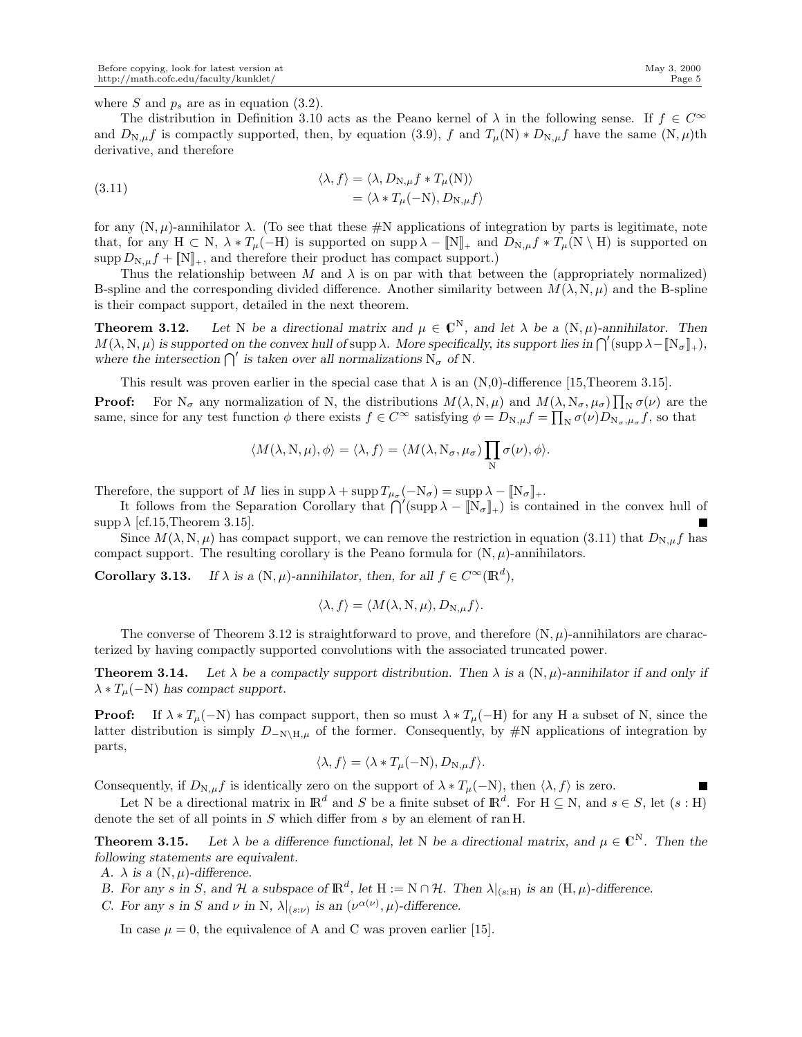where $S$ and $p_s$ are as in equation (3.2).

The distribution in Definition 3.10 acts as the Peano kernel of $\lambda$ in the following sense. If $f \in C^\infty$ and $D_{\mathrm{N},\mu} f$ is compactly supported, then, by equation (3.9), $f$ and $T_\mu(\mathrm{N}) * D_{\mathrm{N},\mu} f$ have the same $(\mathrm{N},\mu)$th derivative, and therefore

$$
\begin{aligned}
\langle \lambda, f\rangle &= \langle \lambda, D_{\mathrm{N},\mu} f * T_\mu(\mathrm{N})\rangle \\
&= \langle \lambda * T_\mu(-\mathrm{N}), D_{\mathrm{N},\mu} f\rangle
\end{aligned}
\tag{3.11}
$$

for any $(\mathrm{N},\mu)$-annihilator $\lambda$. (To see that these $\#\mathrm{N}$ applications of integration by parts is legitimate, note that, for any $\mathrm{H} \subset \mathrm{N}$, $\lambda * T_\mu(-\mathrm{H})$ is supported on $\operatorname{supp} \lambda - [\![\mathrm{N}]\!]_+$ and $D_{\mathrm{N},\mu} f * T_\mu(\mathrm{N}\setminus \mathrm{H})$ is supported on $\operatorname{supp} D_{\mathrm{N},\mu} f + [\![\mathrm{N}]\!]_+$, and therefore their product has compact support.)

Thus the relationship between $M$ and $\lambda$ is on par with that between the (appropriately normalized) B-spline and the corresponding divided difference. Another similarity between $M(\lambda,\mathrm{N},\mu)$ and the B-spline is their compact support, detailed in the next theorem.

**Theorem 3.12.** *Let $\mathrm{N}$ be a directional matrix and $\mu \in \mathbb{C}^{\mathrm{N}}$, and let $\lambda$ be a $(\mathrm{N},\mu)$-annihilator. Then $M(\lambda,\mathrm{N},\mu)$ is supported on the convex hull of $\operatorname{supp}\lambda$. More specifically, its support lies in $\bigcap'(\operatorname{supp}\lambda - [\![\mathrm{N}_\sigma]\!]_+)$, where the intersection $\bigcap'$ is taken over all normalizations $\mathrm{N}_\sigma$ of $\mathrm{N}$.*

This result was proven earlier in the special case that $\lambda$ is an $(\mathrm{N},0)$-difference [15,Theorem 3.15].

**Proof:** For $\mathrm{N}_\sigma$ any normalization of $\mathrm{N}$, the distributions $M(\lambda,\mathrm{N},\mu)$ and $M(\lambda,\mathrm{N}_\sigma,\mu_\sigma)\prod_{\mathrm{N}}\sigma(\nu)$ are the same, since for any test function $\phi$ there exists $f \in C^\infty$ satisfying $\phi = D_{\mathrm{N},\mu} f = \prod_{\mathrm{N}}\sigma(\nu) D_{\mathrm{N}_\sigma,\mu_\sigma} f$, so that

$$
\langle M(\lambda,\mathrm{N},\mu),\phi\rangle = \langle \lambda, f\rangle = \langle M(\lambda,\mathrm{N}_\sigma,\mu_\sigma)\prod_{\mathrm{N}}\sigma(\nu),\phi\rangle.
$$

Therefore, the support of $M$ lies in $\operatorname{supp}\lambda + \operatorname{supp} T_{\mu_\sigma}(-\mathrm{N}_\sigma) = \operatorname{supp}\lambda - [\![\mathrm{N}_\sigma]\!]_+$.

It follows from the Separation Corollary that $\bigcap'(\operatorname{supp}\lambda - [\![\mathrm{N}_\sigma]\!]_+)$ is contained in the convex hull of $\operatorname{supp}\lambda$ [cf.15,Theorem 3.15]. ∎

Since $M(\lambda,\mathrm{N},\mu)$ has compact support, we can remove the restriction in equation (3.11) that $D_{\mathrm{N},\mu} f$ has compact support. The resulting corollary is the Peano formula for $(\mathrm{N},\mu)$-annihilators.

**Corollary 3.13.** *If $\lambda$ is a $(\mathrm{N},\mu)$-annihilator, then, for all $f \in C^\infty(\mathbb{R}^d)$,*

$$
\langle \lambda, f\rangle = \langle M(\lambda,\mathrm{N},\mu), D_{\mathrm{N},\mu} f\rangle.
$$

The converse of Theorem 3.12 is straightforward to prove, and therefore $(\mathrm{N},\mu)$-annihilators are characterized by having compactly supported convolutions with the associated truncated power.

**Theorem 3.14.** *Let $\lambda$ be a compactly support distribution. Then $\lambda$ is a $(\mathrm{N},\mu)$-annihilator if and only if $\lambda * T_\mu(-\mathrm{N})$ has compact support.*

**Proof:** If $\lambda * T_\mu(-\mathrm{N})$ has compact support, then so must $\lambda * T_\mu(-\mathrm{H})$ for any $\mathrm{H}$ a subset of $\mathrm{N}$, since the latter distribution is simply $D_{-\mathrm{N}\setminus\mathrm{H},\mu}$ of the former. Consequently, by $\#\mathrm{N}$ applications of integration by parts,

$$
\langle \lambda, f\rangle = \langle \lambda * T_\mu(-\mathrm{N}), D_{\mathrm{N},\mu} f\rangle.
$$

Consequently, if $D_{\mathrm{N},\mu} f$ is identically zero on the support of $\lambda * T_\mu(-\mathrm{N})$, then $\langle \lambda, f\rangle$ is zero. ∎

Let $\mathrm{N}$ be a directional matrix in $\mathbb{R}^d$ and $S$ be a finite subset of $\mathbb{R}^d$. For $\mathrm{H} \subseteq \mathrm{N}$, and $s \in S$, let $(s:\mathrm{H})$ denote the set of all points in $S$ which differ from $s$ by an element of $\operatorname{ran}\mathrm{H}$.

**Theorem 3.15.** *Let $\lambda$ be a difference functional, let $\mathrm{N}$ be a directional matrix, and $\mu \in \mathbb{C}^{\mathrm{N}}$. Then the following statements are equivalent.*

*A. $\lambda$ is a $(\mathrm{N},\mu)$-difference.*

*B. For any $s$ in $S$, and $\mathcal{H}$ a subspace of $\mathbb{R}^d$, let $\mathrm{H} := \mathrm{N}\cap\mathcal{H}$. Then $\lambda|_{(s:\mathrm{H})}$ is an $(\mathrm{H},\mu)$-difference.*

*C. For any $s$ in $S$ and $\nu$ in $\mathrm{N}$, $\lambda|_{(s:\nu)}$ is an $(\nu^{\alpha(\nu)},\mu)$-difference.*

In case $\mu = 0$, the equivalence of A and C was proven earlier [15].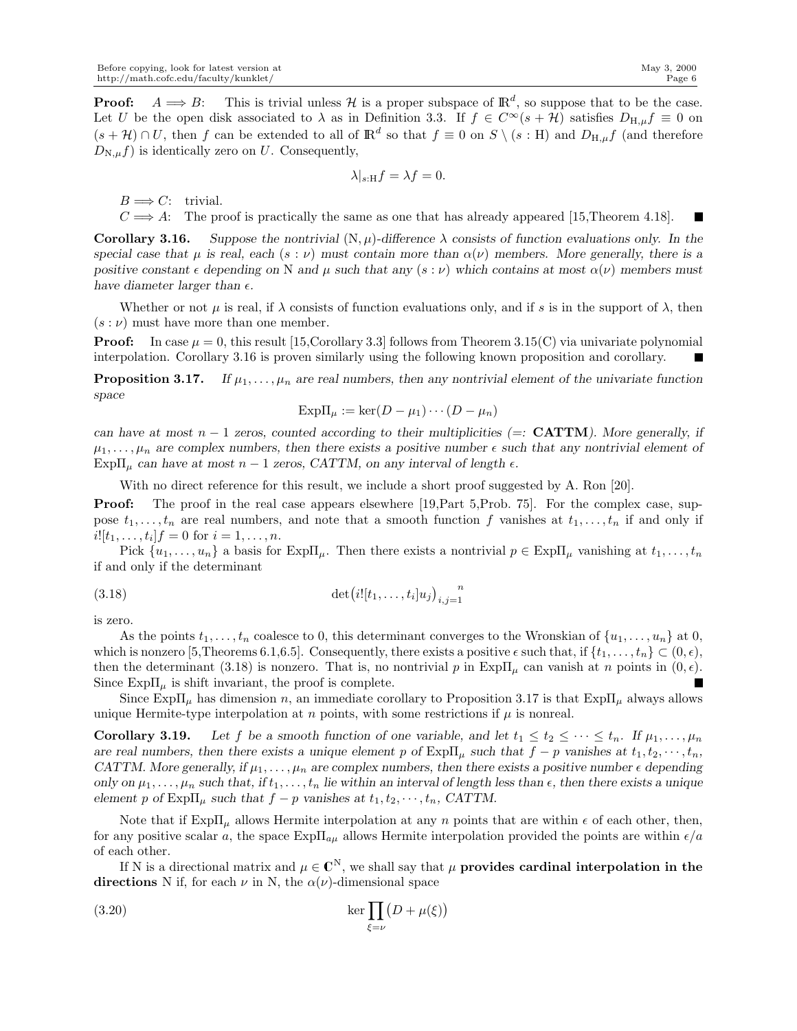**Proof:** $A \Longrightarrow B$: This is trivial unless $\mathcal{H}$ is a proper subspace of $\mathbb{R}^d$, so suppose that to be the case. Let $U$ be the open disk associated to $\lambda$ as in Definition 3.3. If $f \in C^\infty(s+\mathcal{H})$ satisfies $D_{\mathrm{H},\mu} f \equiv 0$ on $(s+\mathcal{H}) \cap U$, then $f$ can be extended to all of $\mathbb{R}^d$ so that $f \equiv 0$ on $S \setminus (s : \mathrm{H})$ and $D_{\mathrm{H},\mu} f$ (and therefore $D_{\mathrm{N},\mu} f$) is identically zero on $U$. Consequently,

$$\lambda|_{s:\mathrm{H}} f = \lambda f = 0.$$

$B \Longrightarrow C$: trivial.

$C \Longrightarrow A$: The proof is practically the same as one that has already appeared [15,Theorem 4.18]. ■

**Corollary 3.16.** *Suppose the nontrivial $(\mathrm{N},\mu)$-difference $\lambda$ consists of function evaluations only. In the special case that $\mu$ is real, each $(s:\nu)$ must contain more than $\alpha(\nu)$ members. More generally, there is a positive constant $\epsilon$ depending on $\mathrm{N}$ and $\mu$ such that any $(s:\nu)$ which contains at most $\alpha(\nu)$ members must have diameter larger than $\epsilon$.*

Whether or not $\mu$ is real, if $\lambda$ consists of function evaluations only, and if $s$ is in the support of $\lambda$, then $(s:\nu)$ must have more than one member.

**Proof:** In case $\mu = 0$, this result [15,Corollary 3.3] follows from Theorem 3.15(C) via univariate polynomial interpolation. Corollary 3.16 is proven similarly using the following known proposition and corollary. ■

**Proposition 3.17.** *If $\mu_1, \ldots, \mu_n$ are real numbers, then any nontrivial element of the univariate function space*

$$\mathrm{Exp}\Pi_\mu := \ker(D-\mu_1)\cdots(D-\mu_n)$$

*can have at most $n-1$ zeros, counted according to their multiplicities (=: **CATTM**). More generally, if $\mu_1, \ldots, \mu_n$ are complex numbers, then there exists a positive number $\epsilon$ such that any nontrivial element of $\mathrm{Exp}\Pi_\mu$ can have at most $n-1$ zeros, CATTM, on any interval of length $\epsilon$.*

With no direct reference for this result, we include a short proof suggested by A. Ron [20].

**Proof:** The proof in the real case appears elsewhere [19,Part 5,Prob. 75]. For the complex case, suppose $t_1, \ldots, t_n$ are real numbers, and note that a smooth function $f$ vanishes at $t_1, \ldots, t_n$ if and only if $i![t_1, \ldots, t_i]f = 0$ for $i = 1, \ldots, n$.

Pick $\{u_1, \ldots, u_n\}$ a basis for $\mathrm{Exp}\Pi_\mu$. Then there exists a nontrivial $p \in \mathrm{Exp}\Pi_\mu$ vanishing at $t_1, \ldots, t_n$ if and only if the determinant

$$\det\bigl(i![t_1, \ldots, t_i]u_j\bigr)_{i,j=1}^{n} \tag{3.18}$$

is zero.

As the points $t_1, \ldots, t_n$ coalesce to 0, this determinant converges to the Wronskian of $\{u_1, \ldots, u_n\}$ at 0, which is nonzero [5,Theorems 6.1,6.5]. Consequently, there exists a positive $\epsilon$ such that, if $\{t_1, \ldots, t_n\} \subset (0,\epsilon)$, then the determinant (3.18) is nonzero. That is, no nontrivial $p$ in $\mathrm{Exp}\Pi_\mu$ can vanish at $n$ points in $(0,\epsilon)$. Since $\mathrm{Exp}\Pi_\mu$ is shift invariant, the proof is complete. ■

Since $\mathrm{Exp}\Pi_\mu$ has dimension $n$, an immediate corollary to Proposition 3.17 is that $\mathrm{Exp}\Pi_\mu$ always allows unique Hermite-type interpolation at $n$ points, with some restrictions if $\mu$ is nonreal.

**Corollary 3.19.** *Let $f$ be a smooth function of one variable, and let $t_1 \le t_2 \le \cdots \le t_n$. If $\mu_1, \ldots, \mu_n$ are real numbers, then there exists a unique element $p$ of $\mathrm{Exp}\Pi_\mu$ such that $f - p$ vanishes at $t_1, t_2, \cdots, t_n$, CATTM. More generally, if $\mu_1, \ldots, \mu_n$ are complex numbers, then there exists a positive number $\epsilon$ depending only on $\mu_1, \ldots, \mu_n$ such that, if $t_1, \ldots, t_n$ lie within an interval of length less than $\epsilon$, then there exists a unique element $p$ of $\mathrm{Exp}\Pi_\mu$ such that $f - p$ vanishes at $t_1, t_2, \cdots, t_n$, CATTM.*

Note that if $\mathrm{Exp}\Pi_\mu$ allows Hermite interpolation at any $n$ points that are within $\epsilon$ of each other, then, for any positive scalar $a$, the space $\mathrm{Exp}\Pi_{a\mu}$ allows Hermite interpolation provided the points are within $\epsilon/a$ of each other.

If $\mathrm{N}$ is a directional matrix and $\mu \in \mathbb{C}^{\mathrm{N}}$, we shall say that $\mu$ **provides cardinal interpolation in the directions** $\mathrm{N}$ if, for each $\nu$ in $\mathrm{N}$, the $\alpha(\nu)$-dimensional space

$$\ker \prod_{\xi=\nu} \bigl(D + \mu(\xi)\bigr) \tag{3.20}$$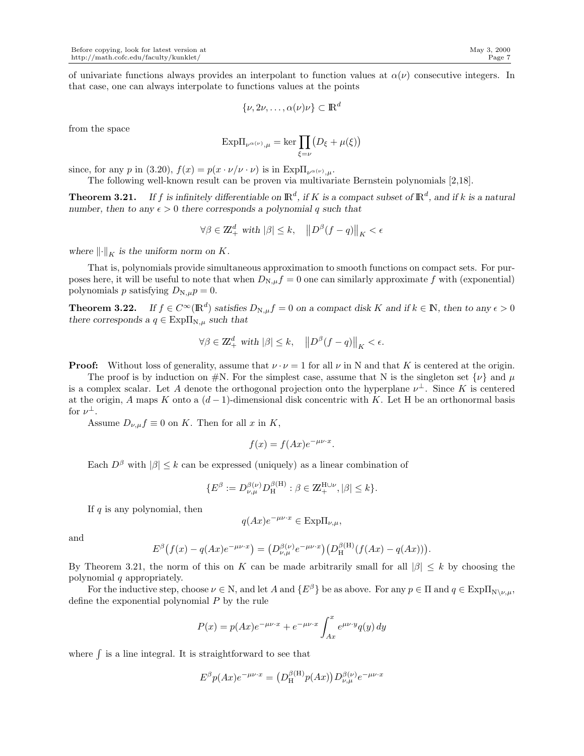of univariate functions always provides an interpolant to function values at $\alpha(\nu)$ consecutive integers. In that case, one can always interpolate to functions values at the points

$$\{\nu, 2\nu, \ldots, \alpha(\nu)\nu\} \subset \mathbb{R}^d$$

from the space

$$\mathrm{Exp}\Pi_{\nu^{\alpha(\nu)},\mu} = \ker \prod_{\xi=\nu} \big(D_\xi + \mu(\xi)\big)$$

since, for any $p$ in (3.20), $f(x) = p(x \cdot \nu / \nu \cdot \nu)$ is in $\mathrm{Exp}\Pi_{\nu^{\alpha(\nu)},\mu}$.

The following well-known result can be proven via multivariate Bernstein polynomials [2,18].

**Theorem 3.21.** *If $f$ is infinitely differentiable on $\mathbb{R}^d$, if $K$ is a compact subset of $\mathbb{R}^d$, and if $k$ is a natural number, then to any $\epsilon > 0$ there corresponds a polynomial $q$ such that*

$$\forall \beta \in \mathbb{Z}_+^d \text{ with } |\beta| \le k, \quad \big\| D^\beta (f - q) \big\|_K < \epsilon$$

*where $\|\cdot\|_K$ is the uniform norm on $K$.*

That is, polynomials provide simultaneous approximation to smooth functions on compact sets. For purposes here, it will be useful to note that when $D_{\mathrm{N},\mu} f = 0$ one can similarly approximate $f$ with (exponential) polynomials $p$ satisfying $D_{\mathrm{N},\mu} p = 0$.

**Theorem 3.22.** *If $f \in C^\infty(\mathbb{R}^d)$ satisfies $D_{\mathrm{N},\mu} f = 0$ on a compact disk $K$ and if $k \in \mathbb{N}$, then to any $\epsilon > 0$ there corresponds a $q \in \mathrm{Exp}\Pi_{\mathrm{N},\mu}$ such that*

$$\forall \beta \in \mathbb{Z}_+^d \text{ with } |\beta| \le k, \quad \big\| D^\beta (f - q) \big\|_K < \epsilon.$$

**Proof:** Without loss of generality, assume that $\nu \cdot \nu = 1$ for all $\nu$ in N and that $K$ is centered at the origin.

The proof is by induction on $\#\mathrm{N}$. For the simplest case, assume that N is the singleton set $\{\nu\}$ and $\mu$ is a complex scalar. Let $A$ denote the orthogonal projection onto the hyperplane $\nu^\perp$. Since $K$ is centered at the origin, $A$ maps $K$ onto a $(d-1)$-dimensional disk concentric with $K$. Let H be an orthonormal basis for $\nu^\perp$.

Assume $D_{\nu,\mu} f \equiv 0$ on $K$. Then for all $x$ in $K$,

$$f(x) = f(Ax) e^{-\mu\nu \cdot x}.$$

Each $D^\beta$ with $|\beta| \le k$ can be expressed (uniquely) as a linear combination of

$$\{E^\beta := D_{\nu,\mu}^{\beta(\nu)} D_{\mathrm{H}}^{\beta(\mathrm{H})} : \beta \in \mathbb{Z}_+^{\mathrm{H}\cup\nu}, |\beta| \le k\}.$$

If $q$ is any polynomial, then

$$q(Ax) e^{-\mu\nu\cdot x} \in \mathrm{Exp}\Pi_{\nu,\mu},$$

and

$$E^\beta \big( f(x) - q(Ax) e^{-\mu\nu\cdot x} \big) = \big( D_{\nu,\mu}^{\beta(\nu)} e^{-\mu\nu\cdot x} \big) \big( D_{\mathrm{H}}^{\beta(\mathrm{H})} (f(Ax) - q(Ax)) \big).$$

By Theorem 3.21, the norm of this on $K$ can be made arbitrarily small for all $|\beta| \le k$ by choosing the polynomial $q$ appropriately.

For the inductive step, choose $\nu \in \mathrm{N}$, and let $A$ and $\{E^\beta\}$ be as above. For any $p \in \Pi$ and $q \in \mathrm{Exp}\Pi_{\mathrm{N}\setminus\nu,\mu}$, define the exponential polynomial $P$ by the rule

$$P(x) = p(Ax) e^{-\mu\nu\cdot x} + e^{-\mu\nu\cdot x} \int_{Ax}^{x} e^{\mu\nu\cdot y} q(y)\, dy$$

where $\int$ is a line integral. It is straightforward to see that

$$E^\beta p(Ax) e^{-\mu\nu\cdot x} = \big( D_{\mathrm{H}}^{\beta(\mathrm{H})} p(Ax) \big) D_{\nu,\mu}^{\beta(\nu)} e^{-\mu\nu\cdot x}$$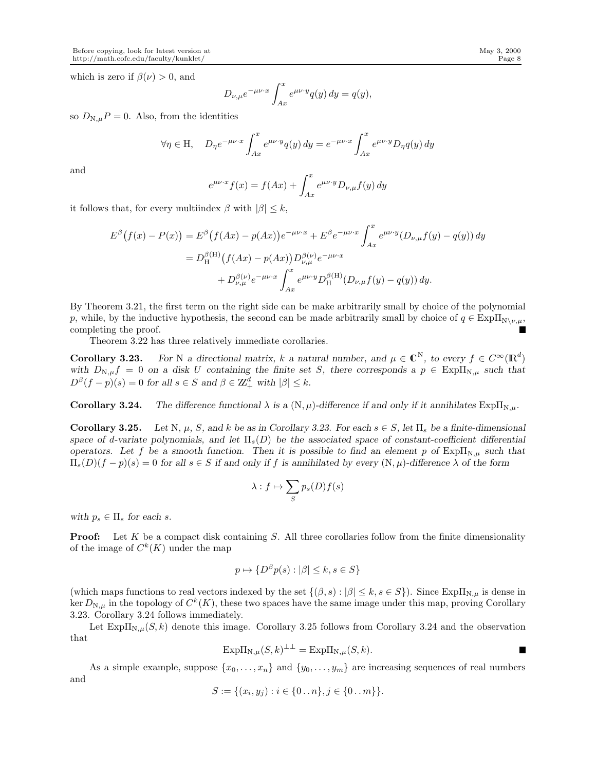which is zero if $\beta(\nu) > 0$, and

$$D_{\nu,\mu} e^{-\mu\nu\cdot x} \int_{Ax}^{x} e^{\mu\nu\cdot y} q(y)\, dy = q(y),$$

so $D_{\mathrm{N},\mu} P = 0$. Also, from the identities

$$\forall \eta \in \mathrm{H}, \quad D_\eta e^{-\mu\nu\cdot x} \int_{Ax}^{x} e^{\mu\nu\cdot y} q(y)\, dy = e^{-\mu\nu\cdot x} \int_{Ax}^{x} e^{\mu\nu\cdot y} D_\eta q(y)\, dy$$

and

$$e^{\mu\nu\cdot x} f(x) = f(Ax) + \int_{Ax}^{x} e^{\mu\nu\cdot y} D_{\nu,\mu} f(y)\, dy$$

it follows that, for every multiindex $\beta$ with $|\beta| \le k$,

$$\begin{aligned}
E^\beta\big(f(x) - P(x)\big) &= E^\beta\big(f(Ax) - p(Ax)\big) e^{-\mu\nu\cdot x} + E^\beta e^{-\mu\nu\cdot x} \int_{Ax}^{x} e^{\mu\nu\cdot y} (D_{\nu,\mu} f(y) - q(y))\, dy \\
&= D_{\mathrm{H}}^{\beta(\mathrm{H})}\big(f(Ax) - p(Ax)\big) D_{\nu,\mu}^{\beta(\nu)} e^{-\mu\nu\cdot x} \\
&\qquad + D_{\nu,\mu}^{\beta(\nu)} e^{-\mu\nu\cdot x} \int_{Ax}^{x} e^{\mu\nu\cdot y} D_{\mathrm{H}}^{\beta(\mathrm{H})} (D_{\nu,\mu} f(y) - q(y))\, dy.
\end{aligned}$$

By Theorem 3.21, the first term on the right side can be make arbitrarily small by choice of the polynomial $p$, while, by the inductive hypothesis, the second can be made arbitrarily small by choice of $q \in \mathrm{Exp}\Pi_{\mathrm{N}\backslash\nu,\mu}$, completing the proof. ■

Theorem 3.22 has three relatively immediate corollaries.

**Corollary 3.23.** *For N a directional matrix, $k$ a natural number, and $\mu \in \mathbb{C}^{\mathrm{N}}$, to every $f \in C^\infty(\mathbb{R}^d)$ with $D_{\mathrm{N},\mu} f = 0$ on a disk $U$ containing the finite set $S$, there corresponds a $p \in \mathrm{Exp}\Pi_{\mathrm{N},\mu}$ such that $D^\beta(f-p)(s) = 0$ for all $s \in S$ and $\beta \in \mathbb{Z}_+^d$ with $|\beta| \le k$.*

**Corollary 3.24.** *The difference functional $\lambda$ is a $(\mathrm{N},\mu)$-difference if and only if it annihilates $\mathrm{Exp}\Pi_{\mathrm{N},\mu}$.*

**Corollary 3.25.** *Let N, $\mu$, $S$, and $k$ be as in Corollary 3.23. For each $s \in S$, let $\Pi_s$ be a finite-dimensional space of $d$-variate polynomials, and let $\Pi_s(D)$ be the associated space of constant-coefficient differential operators. Let $f$ be a smooth function. Then it is possible to find an element $p$ of $\mathrm{Exp}\Pi_{\mathrm{N},\mu}$ such that $\Pi_s(D)(f-p)(s) = 0$ for all $s \in S$ if and only if $f$ is annihilated by every $(\mathrm{N},\mu)$-difference $\lambda$ of the form*

$$\lambda : f \mapsto \sum_S p_s(D) f(s)$$

*with $p_s \in \Pi_s$ for each $s$.*

**Proof:** Let $K$ be a compact disk containing $S$. All three corollaries follow from the finite dimensionality of the image of $C^k(K)$ under the map

$$p \mapsto \{D^\beta p(s) : |\beta| \le k, s \in S\}$$

(which maps functions to real vectors indexed by the set $\{(\beta, s) : |\beta| \le k, s \in S\}$). Since $\mathrm{Exp}\Pi_{\mathrm{N},\mu}$ is dense in $\ker D_{\mathrm{N},\mu}$ in the topology of $C^k(K)$, these two spaces have the same image under this map, proving Corollary 3.23. Corollary 3.24 follows immediately.

Let $\mathrm{Exp}\Pi_{\mathrm{N},\mu}(S,k)$ denote this image. Corollary 3.25 follows from Corollary 3.24 and the observation that

$$\mathrm{Exp}\Pi_{\mathrm{N},\mu}(S,k)^{\perp\perp} = \mathrm{Exp}\Pi_{\mathrm{N},\mu}(S,k).$$

■

As a simple example, suppose $\{x_0, \ldots, x_n\}$ and $\{y_0, \ldots, y_m\}$ are increasing sequences of real numbers and

$$S := \{(x_i, y_j) : i \in \{0\,..\,n\}, j \in \{0\,..\,m\}\}.$$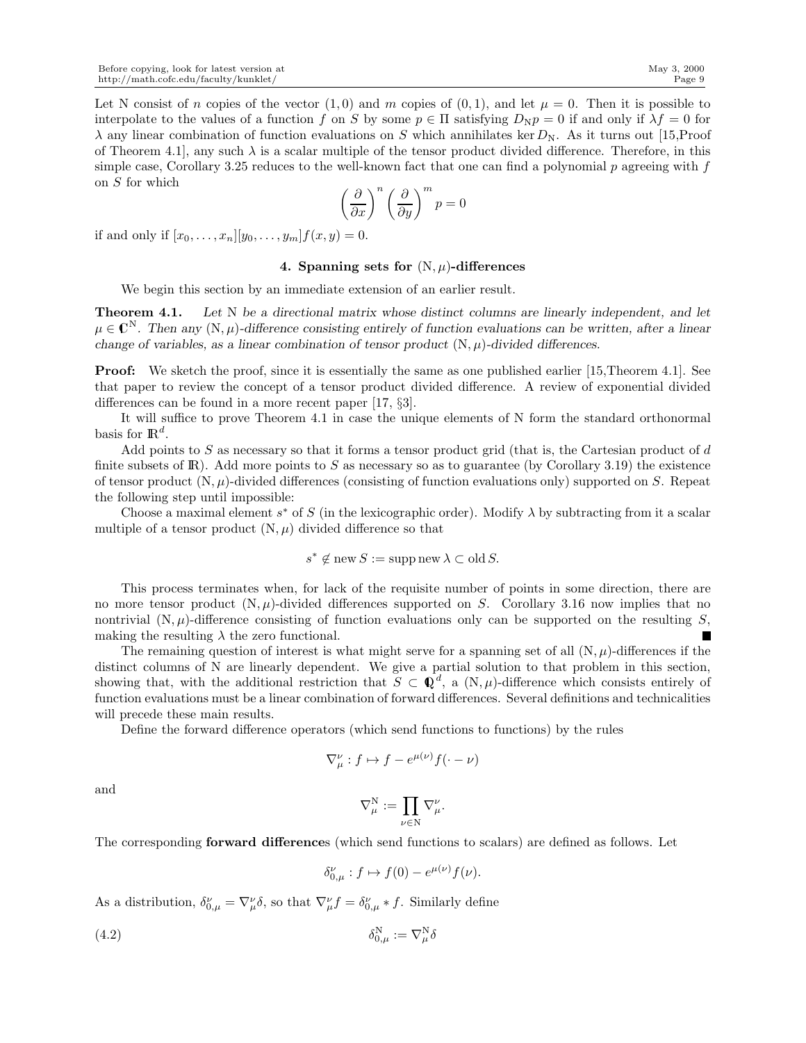Let N consist of $n$ copies of the vector $(1, 0)$ and $m$ copies of $(0, 1)$, and let $\mu = 0$. Then it is possible to interpolate to the values of a function $f$ on $S$ by some $p \in \Pi$ satisfying $D_{\mathrm{N}} p = 0$ if and only if $\lambda f = 0$ for $\lambda$ any linear combination of function evaluations on $S$ which annihilates $\ker D_{\mathrm{N}}$. As it turns out [15,Proof of Theorem 4.1], any such $\lambda$ is a scalar multiple of the tensor product divided difference. Therefore, in this simple case, Corollary 3.25 reduces to the well-known fact that one can find a polynomial $p$ agreeing with $f$ on $S$ for which

$$\left(\frac{\partial}{\partial x}\right)^n \left(\frac{\partial}{\partial y}\right)^m p = 0$$

if and only if $[x_0, \ldots, x_n][y_0, \ldots, y_m] f(x, y) = 0$.

## 4. Spanning sets for $(\mathrm{N}, \mu)$-differences

We begin this section by an immediate extension of an earlier result.

**Theorem 4.1.** *Let* N *be a directional matrix whose distinct columns are linearly independent, and let* $\mu \in \mathbb{C}^{\mathrm{N}}$*. Then any* $(\mathrm{N}, \mu)$*-difference consisting entirely of function evaluations can be written, after a linear change of variables, as a linear combination of tensor product* $(\mathrm{N}, \mu)$*-divided differences.*

**Proof:** We sketch the proof, since it is essentially the same as one published earlier [15,Theorem 4.1]. See that paper to review the concept of a tensor product divided difference. A review of exponential divided differences can be found in a more recent paper [17, §3].

It will suffice to prove Theorem 4.1 in case the unique elements of N form the standard orthonormal basis for $\mathbb{R}^d$.

Add points to $S$ as necessary so that it forms a tensor product grid (that is, the Cartesian product of $d$ finite subsets of $\mathbb{R}$). Add more points to $S$ as necessary so as to guarantee (by Corollary 3.19) the existence of tensor product $(\mathrm{N}, \mu)$-divided differences (consisting of function evaluations only) supported on $S$. Repeat the following step until impossible:

Choose a maximal element $s^*$ of $S$ (in the lexicographic order). Modify $\lambda$ by subtracting from it a scalar multiple of a tensor product $(\mathrm{N}, \mu)$ divided difference so that

$$s^* \notin \operatorname{new} S := \operatorname{supp} \operatorname{new} \lambda \subset \operatorname{old} S.$$

This process terminates when, for lack of the requisite number of points in some direction, there are no more tensor product $(\mathrm{N}, \mu)$-divided differences supported on $S$. Corollary 3.16 now implies that no nontrivial $(\mathrm{N}, \mu)$-difference consisting of function evaluations only can be supported on the resulting $S$, making the resulting $\lambda$ the zero functional. ∎

The remaining question of interest is what might serve for a spanning set of all $(\mathrm{N}, \mu)$-differences if the distinct columns of N are linearly dependent. We give a partial solution to that problem in this section, showing that, with the additional restriction that $S \subset \mathbb{Q}^d$, a $(\mathrm{N}, \mu)$-difference which consists entirely of function evaluations must be a linear combination of forward differences. Several definitions and technicalities will precede these main results.

Define the forward difference operators (which send functions to functions) by the rules

$$\nabla_\mu^\nu : f \mapsto f - e^{\mu(\nu)} f(\cdot - \nu)$$

and

$$\nabla_\mu^{\mathrm{N}} := \prod_{\nu \in \mathrm{N}} \nabla_\mu^\nu.$$

The corresponding **forward difference**s (which send functions to scalars) are defined as follows. Let

$$\delta_{0,\mu}^\nu : f \mapsto f(0) - e^{\mu(\nu)} f(\nu).$$

As a distribution, $\delta_{0,\mu}^\nu = \nabla_\mu^\nu \delta$, so that $\nabla_\mu^\nu f = \delta_{0,\mu}^\nu * f$. Similarly define

$$\delta_{0,\mu}^{\mathrm{N}} := \nabla_\mu^{\mathrm{N}} \delta \tag{4.2}$$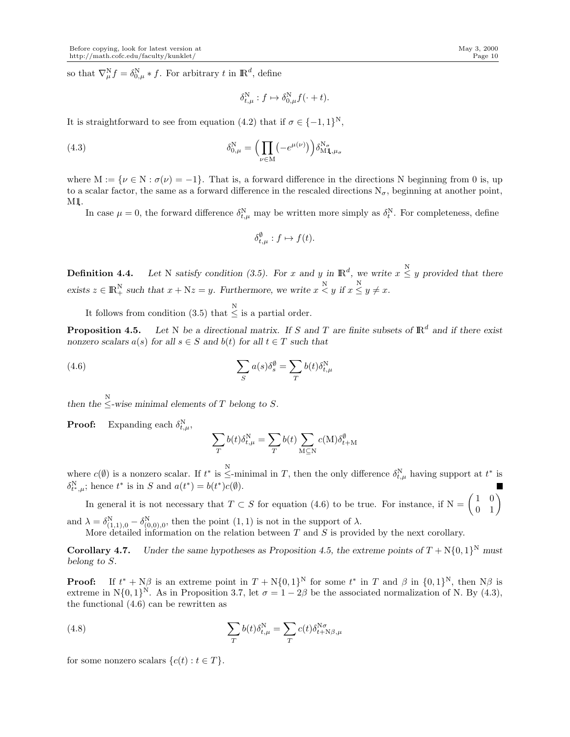so that $\nabla_\mu^{\mathrm{N}} f = \delta_{0,\mu}^{\mathrm{N}} * f$. For arbitrary $t$ in $\mathbb{R}^d$, define

$$\delta_{t,\mu}^{\mathrm{N}} : f \mapsto \delta_{0,\mu}^{\mathrm{N}} f(\cdot + t).$$

It is straightforward to see from equation (4.2) that if $\sigma \in \{-1, 1\}^{\mathrm{N}}$,

$$\delta_{0,\mu}^{\mathrm{N}} = \Big( \prod_{\nu \in \mathrm{M}} \big(-e^{\mu(\nu)}\big) \Big) \delta_{\mathrm{M}\mathbb{1},\mu_\sigma}^{\mathrm{N}_\sigma} \tag{4.3}$$

where $\mathrm{M} := \{\nu \in \mathrm{N} : \sigma(\nu) = -1\}$. That is, a forward difference in the directions N beginning from 0 is, up to a scalar factor, the same as a forward difference in the rescaled directions $\mathrm{N}_\sigma$, beginning at another point, $\mathrm{M}\mathbb{1}$.

In case $\mu = 0$, the forward difference $\delta_{t,\mu}^{\mathrm{N}}$ may be written more simply as $\delta_t^{\mathrm{N}}$. For completeness, define

$$\delta_{t,\mu}^{\emptyset} : f \mapsto f(t).$$

**Definition 4.4.** *Let* N *satisfy condition (3.5). For $x$ and $y$ in $\mathbb{R}^d$, we write $x \overset{\mathrm{N}}{\leq} y$ provided that there exists $z \in \mathbb{R}_+^{\mathrm{N}}$ such that $x + \mathrm{N}z = y$. Furthermore, we write $x \overset{\mathrm{N}}{<} y$ if $x \overset{\mathrm{N}}{\leq} y \neq x$.*

It follows from condition (3.5) that $\overset{\mathrm{N}}{\leq}$ is a partial order.

**Proposition 4.5.** *Let* N *be a directional matrix. If $S$ and $T$ are finite subsets of $\mathbb{R}^d$ and if there exist nonzero scalars $a(s)$ for all $s \in S$ and $b(t)$ for all $t \in T$ such that*

$$\sum_S a(s)\delta_s^{\emptyset} = \sum_T b(t)\delta_{t,\mu}^{\mathrm{N}} \tag{4.6}$$

*then the $\overset{\mathrm{N}}{\leq}$-wise minimal elements of $T$ belong to $S$.*

**Proof:** Expanding each $\delta_{t,\mu}^{\mathrm{N}}$,

$$\sum_T b(t)\delta_{t,\mu}^{\mathrm{N}} = \sum_T b(t) \sum_{\mathrm{M} \subseteq \mathrm{N}} c(\mathrm{M})\delta_{t+\mathrm{M}}^{\emptyset}$$

where $c(\emptyset)$ is a nonzero scalar. If $t^*$ is $\overset{\mathrm{N}}{\leq}$-minimal in $T$, then the only difference $\delta_{t,\mu}^{\mathrm{N}}$ having support at $t^*$ is $\delta_{t^*,\mu}^{\mathrm{N}}$; hence $t^*$ is in $S$ and $a(t^*) = b(t^*)c(\emptyset)$. ■

In general it is not necessary that $T \subset S$ for equation (4.6) to be true. For instance, if $\mathrm{N} = \begin{pmatrix} 1 & 0 \\ 0 & 1 \end{pmatrix}$ and $\lambda = \delta_{(1,1),0}^{\mathrm{N}} - \delta_{(0,0),0}^{\mathrm{N}}$, then the point $(1,1)$ is not in the support of $\lambda$.

More detailed information on the relation between $T$ and $S$ is provided by the next corollary.

**Corollary 4.7.** *Under the same hypotheses as Proposition 4.5, the extreme points of $T + \mathrm{N}\{0,1\}^{\mathrm{N}}$ must belong to $S$.*

**Proof:** If $t^* + \mathrm{N}\beta$ is an extreme point in $T + \mathrm{N}\{0,1\}^{\mathrm{N}}$ for some $t^*$ in $T$ and $\beta$ in $\{0,1\}^{\mathrm{N}}$, then $\mathrm{N}\beta$ is extreme in $\mathrm{N}\{0,1\}^{\mathrm{N}}$. As in Proposition 3.7, let $\sigma = 1 - 2\beta$ be the associated normalization of N. By (4.3), the functional (4.6) can be rewritten as

$$\sum_T b(t)\delta_{t,\mu}^{\mathrm{N}} = \sum_T c(t)\delta_{t+\mathrm{N}\beta,\mu}^{\mathrm{N}\sigma} \tag{4.8}$$

for some nonzero scalars $\{c(t) : t \in T\}$.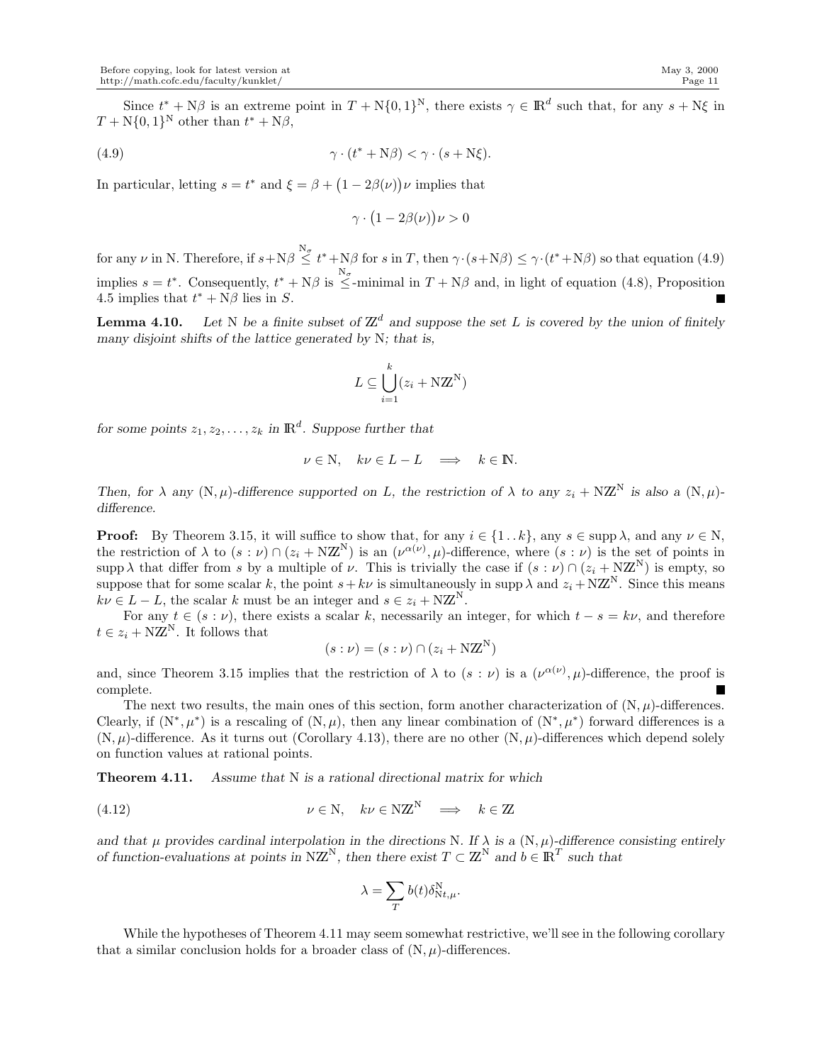Since $t^* + \mathrm{N}\beta$ is an extreme point in $T + \mathrm{N}\{0,1\}^{\mathrm{N}}$, there exists $\gamma \in \mathbb{R}^d$ such that, for any $s + \mathrm{N}\xi$ in $T + \mathrm{N}\{0,1\}^{\mathrm{N}}$ other than $t^* + \mathrm{N}\beta$,

$$\gamma \cdot (t^* + \mathrm{N}\beta) < \gamma \cdot (s + \mathrm{N}\xi). \tag{4.9}$$

In particular, letting $s = t^*$ and $\xi = \beta + \big(1 - 2\beta(\nu)\big)\nu$ implies that

$$\gamma \cdot \big(1 - 2\beta(\nu)\big)\nu > 0$$

for any $\nu$ in N. Therefore, if $s + \mathrm{N}\beta \overset{\mathrm{N}_\sigma}{\leq} t^* + \mathrm{N}\beta$ for $s$ in $T$, then $\gamma \cdot (s + \mathrm{N}\beta) \leq \gamma \cdot (t^* + \mathrm{N}\beta)$ so that equation (4.9) implies $s = t^*$. Consequently, $t^* + \mathrm{N}\beta$ is $\overset{\mathrm{N}_\sigma}{\leq}$-minimal in $T + \mathrm{N}\beta$ and, in light of equation (4.8), Proposition 4.5 implies that $t^* + \mathrm{N}\beta$ lies in $S$. ∎

**Lemma 4.10.** *Let* N *be a finite subset of* $\mathbb{Z}^d$ *and suppose the set* $L$ *is covered by the union of finitely many disjoint shifts of the lattice generated by* N*; that is,*

$$L \subseteq \bigcup_{i=1}^{k} (z_i + \mathrm{N}\mathbb{Z}^{\mathrm{N}})$$

*for some points* $z_1, z_2, \ldots, z_k$ *in* $\mathbb{R}^d$*. Suppose further that*

$$\nu \in \mathrm{N}, \quad k\nu \in L - L \quad \Longrightarrow \quad k \in \mathbb{N}.$$

*Then, for* $\lambda$ *any* $(\mathrm{N}, \mu)$*-difference supported on* $L$*, the restriction of* $\lambda$ *to any* $z_i + \mathrm{N}\mathbb{Z}^{\mathrm{N}}$ *is also a* $(\mathrm{N}, \mu)$*-difference.*

**Proof:** By Theorem 3.15, it will suffice to show that, for any $i \in \{1 \,..\, k\}$, any $s \in \operatorname{supp} \lambda$, and any $\nu \in \mathrm{N}$, the restriction of $\lambda$ to $(s : \nu) \cap (z_i + \mathrm{N}\mathbb{Z}^{\mathrm{N}})$ is an $(\nu^{\alpha(\nu)}, \mu)$-difference, where $(s : \nu)$ is the set of points in $\operatorname{supp} \lambda$ that differ from $s$ by a multiple of $\nu$. This is trivially the case if $(s : \nu) \cap (z_i + \mathrm{N}\mathbb{Z}^{\mathrm{N}})$ is empty, so suppose that for some scalar $k$, the point $s + k\nu$ is simultaneously in $\operatorname{supp} \lambda$ and $z_i + \mathrm{N}\mathbb{Z}^{\mathrm{N}}$. Since this means $k\nu \in L - L$, the scalar $k$ must be an integer and $s \in z_i + \mathrm{N}\mathbb{Z}^{\mathrm{N}}$.

For any $t \in (s : \nu)$, there exists a scalar $k$, necessarily an integer, for which $t - s = k\nu$, and therefore $t \in z_i + \mathrm{N}\mathbb{Z}^{\mathrm{N}}$. It follows that

$$(s : \nu) = (s : \nu) \cap (z_i + \mathrm{N}\mathbb{Z}^{\mathrm{N}})$$

and, since Theorem 3.15 implies that the restriction of $\lambda$ to $(s : \nu)$ is a $(\nu^{\alpha(\nu)}, \mu)$-difference, the proof is complete. ∎

The next two results, the main ones of this section, form another characterization of $(\mathrm{N}, \mu)$-differences. Clearly, if $(\mathrm{N}^*, \mu^*)$ is a rescaling of $(\mathrm{N}, \mu)$, then any linear combination of $(\mathrm{N}^*, \mu^*)$ forward differences is a $(\mathrm{N}, \mu)$-difference. As it turns out (Corollary 4.13), there are no other $(\mathrm{N}, \mu)$-differences which depend solely on function values at rational points.

**Theorem 4.11.** *Assume that* N *is a rational directional matrix for which*

$$\nu \in \mathrm{N}, \quad k\nu \in \mathrm{N}\mathbb{Z}^{\mathrm{N}} \quad \Longrightarrow \quad k \in \mathbb{Z} \tag{4.12}$$

*and that* $\mu$ *provides cardinal interpolation in the directions* N*. If* $\lambda$ *is a* $(\mathrm{N}, \mu)$*-difference consisting entirely of function-evaluations at points in* $\mathrm{N}\mathbb{Z}^{\mathrm{N}}$*, then there exist* $T \subset \mathbb{Z}^{\mathrm{N}}$ *and* $b \in \mathbb{R}^T$ *such that*

$$\lambda = \sum_{T} b(t)\delta^{\mathrm{N}}_{\mathrm{N}t,\mu}.$$

While the hypotheses of Theorem 4.11 may seem somewhat restrictive, we'll see in the following corollary that a similar conclusion holds for a broader class of $(\mathrm{N}, \mu)$-differences.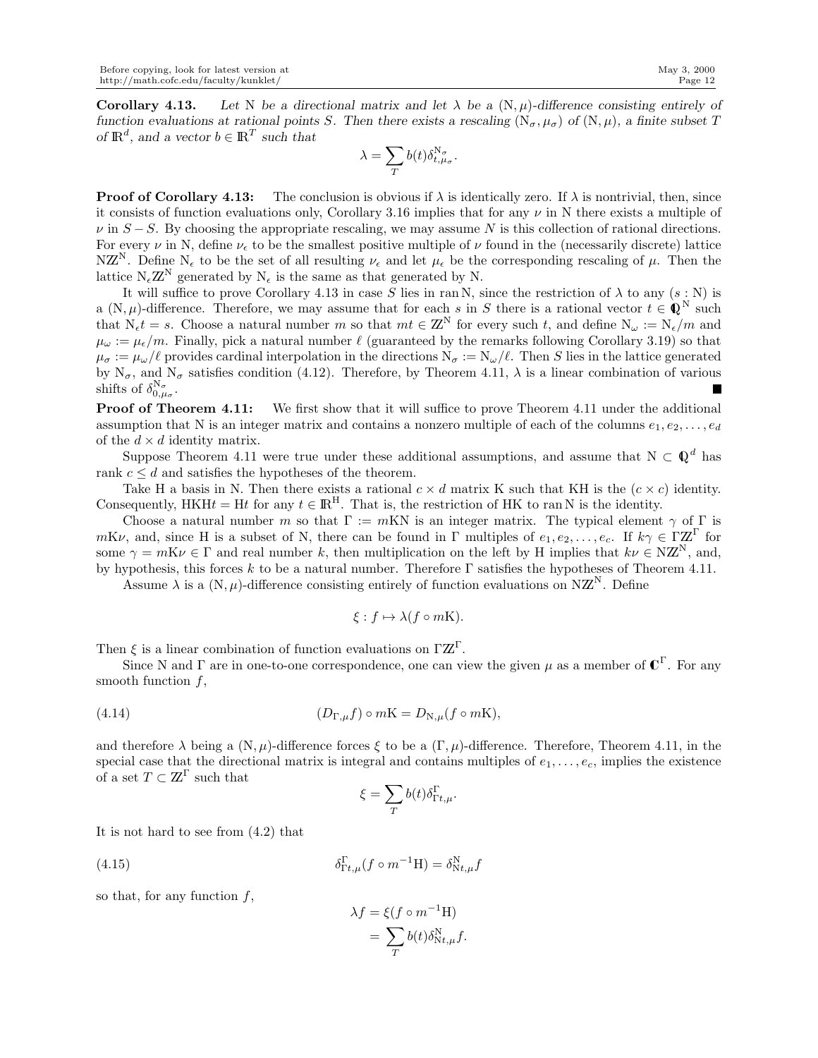**Corollary 4.13.** *Let* N *be a directional matrix and let* $\lambda$ *be a* $(\mathrm{N}, \mu)$*-difference consisting entirely of function evaluations at rational points* $S$*. Then there exists a rescaling* $(\mathrm{N}_\sigma, \mu_\sigma)$ *of* $(\mathrm{N}, \mu)$*, a finite subset* $T$ *of* $\mathbb{R}^d$*, and a vector* $b \in \mathbb{R}^T$ *such that*

$$\lambda = \sum_T b(t)\delta^{\mathrm{N}_\sigma}_{t,\mu_\sigma}.$$

**Proof of Corollary 4.13:** The conclusion is obvious if $\lambda$ is identically zero. If $\lambda$ is nontrivial, then, since it consists of function evaluations only, Corollary 3.16 implies that for any $\nu$ in N there exists a multiple of $\nu$ in $S - S$. By choosing the appropriate rescaling, we may assume $N$ is this collection of rational directions. For every $\nu$ in N, define $\nu_\epsilon$ to be the smallest positive multiple of $\nu$ found in the (necessarily discrete) lattice $\mathrm{N}\mathbb{Z}^{\mathrm{N}}$. Define $\mathrm{N}_\epsilon$ to be the set of all resulting $\nu_\epsilon$ and let $\mu_\epsilon$ be the corresponding rescaling of $\mu$. Then the lattice $\mathrm{N}_\epsilon\mathbb{Z}^{\mathrm{N}}$ generated by $\mathrm{N}_\epsilon$ is the same as that generated by N.

It will suffice to prove Corollary 4.13 in case $S$ lies in $\operatorname{ran}\mathrm{N}$, since the restriction of $\lambda$ to any $(s : \mathrm{N})$ is a $(\mathrm{N}, \mu)$-difference. Therefore, we may assume that for each $s$ in $S$ there is a rational vector $t \in \mathbb{Q}^{\mathrm{N}}$ such that $\mathrm{N}_\epsilon t = s$. Choose a natural number $m$ so that $mt \in \mathbb{Z}^{\mathrm{N}}$ for every such $t$, and define $\mathrm{N}_\omega := \mathrm{N}_\epsilon/m$ and $\mu_\omega := \mu_\epsilon/m$. Finally, pick a natural number $\ell$ (guaranteed by the remarks following Corollary 3.19) so that $\mu_\sigma := \mu_\omega/\ell$ provides cardinal interpolation in the directions $\mathrm{N}_\sigma := \mathrm{N}_\omega/\ell$. Then $S$ lies in the lattice generated by $\mathrm{N}_\sigma$, and $\mathrm{N}_\sigma$ satisfies condition (4.12). Therefore, by Theorem 4.11, $\lambda$ is a linear combination of various shifts of $\delta^{\mathrm{N}_\sigma}_{0,\mu_\sigma}$. ∎

**Proof of Theorem 4.11:** We first show that it will suffice to prove Theorem 4.11 under the additional assumption that N is an integer matrix and contains a nonzero multiple of each of the columns $e_1, e_2, \ldots, e_d$ of the $d \times d$ identity matrix.

Suppose Theorem 4.11 were true under these additional assumptions, and assume that $\mathrm{N} \subset \mathbb{Q}^d$ has rank $c \le d$ and satisfies the hypotheses of the theorem.

Take H a basis in N. Then there exists a rational $c \times d$ matrix K such that KH is the $(c \times c)$ identity. Consequently, $\mathrm{HKH}t = \mathrm{H}t$ for any $t \in \mathbb{R}^{\mathrm{H}}$. That is, the restriction of HK to $\operatorname{ran}\mathrm{N}$ is the identity.

Choose a natural number $m$ so that $\Gamma := m\mathrm{KN}$ is an integer matrix. The typical element $\gamma$ of $\Gamma$ is $m\mathrm{K}\nu$, and, since H is a subset of N, there can be found in $\Gamma$ multiples of $e_1, e_2, \ldots, e_c$. If $k\gamma \in \Gamma\mathbb{Z}^{\Gamma}$ for some $\gamma = m\mathrm{K}\nu \in \Gamma$ and real number $k$, then multiplication on the left by H implies that $k\nu \in \mathrm{N}\mathbb{Z}^{\mathrm{N}}$, and, by hypothesis, this forces $k$ to be a natural number. Therefore $\Gamma$ satisfies the hypotheses of Theorem 4.11.

Assume $\lambda$ is a $(\mathrm{N}, \mu)$-difference consisting entirely of function evaluations on $\mathrm{N}\mathbb{Z}^{\mathrm{N}}$. Define

$$\xi : f \mapsto \lambda(f \circ m\mathrm{K}).$$

Then $\xi$ is a linear combination of function evaluations on $\Gamma\mathbb{Z}^{\Gamma}$.

Since N and $\Gamma$ are in one-to-one correspondence, one can view the given $\mu$ as a member of $\mathbb{C}^{\Gamma}$. For any smooth function $f$,

$$(D_{\Gamma,\mu} f) \circ m\mathrm{K} = D_{\mathrm{N},\mu}(f \circ m\mathrm{K}), \tag{4.14}$$

and therefore $\lambda$ being a $(\mathrm{N}, \mu)$-difference forces $\xi$ to be a $(\Gamma, \mu)$-difference. Therefore, Theorem 4.11, in the special case that the directional matrix is integral and contains multiples of $e_1, \ldots, e_c$, implies the existence of a set $T \subset \mathbb{Z}^{\Gamma}$ such that

$$\xi = \sum_T b(t)\delta^{\Gamma}_{\Gamma t,\mu}.$$

It is not hard to see from (4.2) that

$$\delta^{\Gamma}_{\Gamma t,\mu}(f \circ m^{-1}\mathrm{H}) = \delta^{\mathrm{N}}_{\mathrm{N}t,\mu} f \tag{4.15}$$

so that, for any function $f$,

$$\begin{aligned} \lambda f &= \xi(f \circ m^{-1}\mathrm{H}) \\ &= \sum_T b(t)\delta^{\mathrm{N}}_{\mathrm{N}t,\mu} f. \end{aligned}$$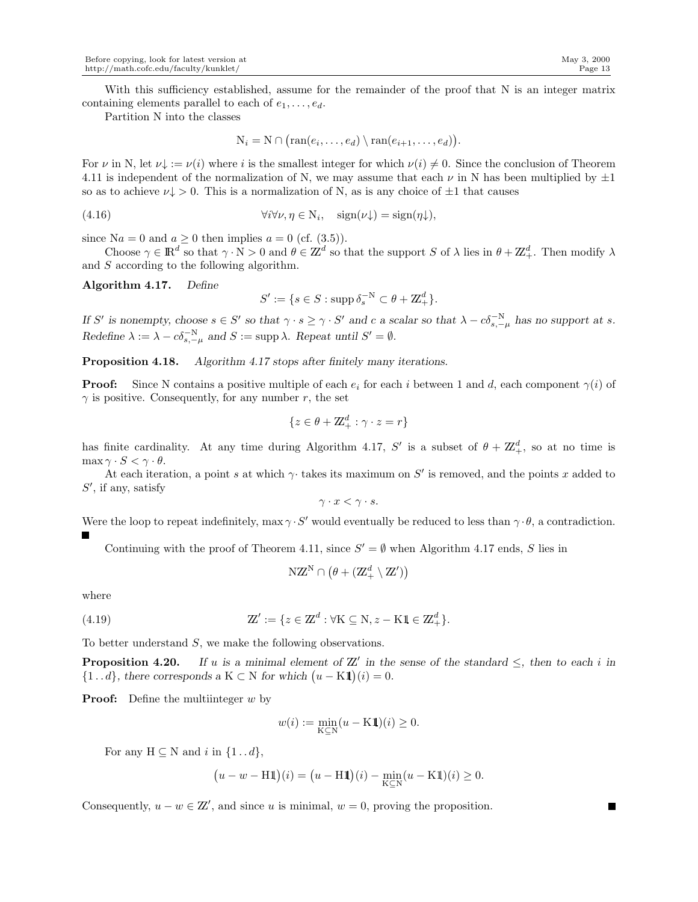With this sufficiency established, assume for the remainder of the proof that N is an integer matrix containing elements parallel to each of $e_1, \ldots, e_d$.

Partition N into the classes

$$\mathrm{N}_i = \mathrm{N} \cap \big(\operatorname{ran}(e_i, \ldots, e_d) \setminus \operatorname{ran}(e_{i+1}, \ldots, e_d)\big).$$

For $\nu$ in N, let $\nu\!\downarrow := \nu(i)$ where $i$ is the smallest integer for which $\nu(i) \neq 0$. Since the conclusion of Theorem 4.11 is independent of the normalization of N, we may assume that each $\nu$ in N has been multiplied by $\pm 1$ so as to achieve $\nu\!\downarrow > 0$. This is a normalization of N, as is any choice of $\pm 1$ that causes

$$\forall i \forall \nu, \eta \in \mathrm{N}_i, \quad \operatorname{sign}(\nu\!\downarrow) = \operatorname{sign}(\eta\!\downarrow), \tag{4.16}$$

since $\mathrm{N}a = 0$ and $a \geq 0$ then implies $a = 0$ (cf. (3.5)).

Choose $\gamma \in \mathbb{R}^d$ so that $\gamma \cdot \mathrm{N} > 0$ and $\theta \in \mathbb{Z}^d$ so that the support $S$ of $\lambda$ lies in $\theta + \mathbb{Z}_+^d$. Then modify $\lambda$ and $S$ according to the following algorithm.

**Algorithm 4.17.** *Define*

$$S' := \{s \in S : \operatorname{supp} \delta_s^{-\mathrm{N}} \subset \theta + \mathbb{Z}_+^d\}.$$

*If $S'$ is nonempty, choose $s \in S'$ so that $\gamma \cdot s \geq \gamma \cdot S'$ and $c$ a scalar so that $\lambda - c\delta_{s,-\mu}^{-\mathrm{N}}$ has no support at $s$. Redefine $\lambda := \lambda - c\delta_{s,-\mu}^{-\mathrm{N}}$ and $S := \operatorname{supp} \lambda$. Repeat until $S' = \emptyset$.*

**Proposition 4.18.** *Algorithm 4.17 stops after finitely many iterations.*

**Proof:** Since N contains a positive multiple of each $e_i$ for each $i$ between 1 and $d$, each component $\gamma(i)$ of $\gamma$ is positive. Consequently, for any number $r$, the set

$$\{z \in \theta + \mathbb{Z}_+^d : \gamma \cdot z = r\}$$

has finite cardinality. At any time during Algorithm 4.17, $S'$ is a subset of $\theta + \mathbb{Z}_+^d$, so at no time is $\max \gamma \cdot S < \gamma \cdot \theta$.

At each iteration, a point $s$ at which $\gamma \cdot$ takes its maximum on $S'$ is removed, and the points $x$ added to $S'$, if any, satisfy

$$\gamma \cdot x < \gamma \cdot s.$$

Were the loop to repeat indefinitely, $\max \gamma \cdot S'$ would eventually be reduced to less than $\gamma \cdot \theta$, a contradiction. ∎

Continuing with the proof of Theorem 4.11, since $S' = \emptyset$ when Algorithm 4.17 ends, $S$ lies in

$$\mathrm{N}\mathbb{Z}^{\mathrm{N}} \cap \big(\theta + (\mathbb{Z}_+^d \setminus \mathbb{Z}')\big)$$

where

$$\mathbb{Z}' := \{z \in \mathbb{Z}^d : \forall \mathrm{K} \subseteq \mathrm{N}, z - \mathrm{K}1\!\!1 \in \mathbb{Z}_+^d\}. \tag{4.19}$$

To better understand $S$, we make the following observations.

**Proposition 4.20.** *If $u$ is a minimal element of $\mathbb{Z}'$ in the sense of the standard $\leq$, then to each $i$ in $\{1\,..\,d\}$, there corresponds a $\mathrm{K} \subset \mathrm{N}$ for which $\big(u - \mathrm{K}1\!\!1\big)(i) = 0$.*

**Proof:** Define the multiinteger $w$ by

$$w(i) := \min_{\mathrm{K} \subseteq \mathrm{N}} (u - \mathrm{K}1\!\!1)(i) \geq 0.$$

For any $\mathrm{H} \subseteq \mathrm{N}$ and $i$ in $\{1\,..\,d\}$,

$$\big(u - w - \mathrm{H}1\!\!1\big)(i) = \big(u - \mathrm{H}1\!\!1\big)(i) - \min_{\mathrm{K} \subseteq \mathrm{N}} (u - \mathrm{K}1\!\!1)(i) \geq 0.$$

Consequently, $u - w \in \mathbb{Z}'$, and since $u$ is minimal, $w = 0$, proving the proposition. ∎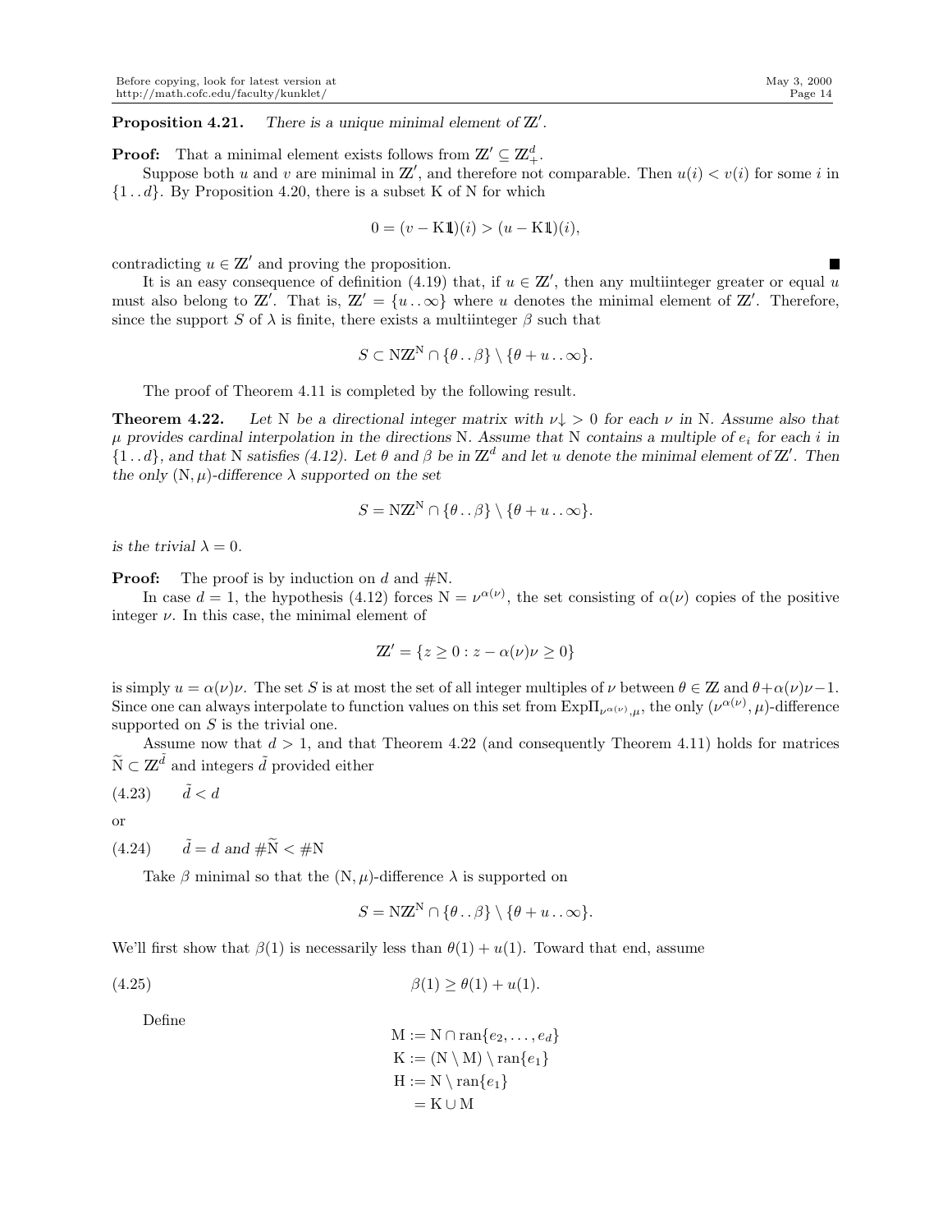**Proposition 4.21.** *There is a unique minimal element of $\mathbb{Z}'$.*

**Proof:** That a minimal element exists follows from $\mathbb{Z}' \subseteq \mathbb{Z}_+^d$.

Suppose both $u$ and $v$ are minimal in $\mathbb{Z}'$, and therefore not comparable. Then $u(i) < v(i)$ for some $i$ in $\{1\,..\,d\}$. By Proposition 4.20, there is a subset K of N for which

$$0 = (v - \mathrm{K}\mathbb{1})(i) > (u - \mathrm{K}\mathbb{1})(i),$$

contradicting $u \in \mathbb{Z}'$ and proving the proposition. ∎

It is an easy consequence of definition (4.19) that, if $u \in \mathbb{Z}'$, then any multiinteger greater or equal $u$ must also belong to $\mathbb{Z}'$. That is, $\mathbb{Z}' = \{u\,..\,\infty\}$ where $u$ denotes the minimal element of $\mathbb{Z}'$. Therefore, since the support $S$ of $\lambda$ is finite, there exists a multiinteger $\beta$ such that

$$S \subset \mathrm{N}\mathbb{Z}^{\mathrm{N}} \cap \{\theta\,..\,\beta\} \setminus \{\theta + u\,..\,\infty\}.$$

The proof of Theorem 4.11 is completed by the following result.

**Theorem 4.22.** *Let N be a directional integer matrix with $\nu\!\downarrow\, > 0$ for each $\nu$ in N. Assume also that $\mu$ provides cardinal interpolation in the directions N. Assume that N contains a multiple of $e_i$ for each $i$ in $\{1\,..\,d\}$, and that N satisfies (4.12). Let $\theta$ and $\beta$ be in $\mathbb{Z}^d$ and let $u$ denote the minimal element of $\mathbb{Z}'$. Then the only $(\mathrm{N}, \mu)$-difference $\lambda$ supported on the set*

$$S = \mathrm{N}\mathbb{Z}^{\mathrm{N}} \cap \{\theta\,..\,\beta\} \setminus \{\theta + u\,..\,\infty\}.$$

*is the trivial $\lambda = 0$.*

**Proof:** The proof is by induction on $d$ and $\#\mathrm{N}$.

In case $d = 1$, the hypothesis (4.12) forces $\mathrm{N} = \nu^{\alpha(\nu)}$, the set consisting of $\alpha(\nu)$ copies of the positive integer $\nu$. In this case, the minimal element of

$$\mathbb{Z}' = \{z \geq 0 : z - \alpha(\nu)\nu \geq 0\}$$

is simply $u = \alpha(\nu)\nu$. The set $S$ is at most the set of all integer multiples of $\nu$ between $\theta \in \mathbb{Z}$ and $\theta + \alpha(\nu)\nu - 1$. Since one can always interpolate to function values on this set from $\mathrm{Exp}\Pi_{\nu^{\alpha(\nu)},\mu}$, the only $(\nu^{\alpha(\nu)}, \mu)$-difference supported on $S$ is the trivial one.

Assume now that $d > 1$, and that Theorem 4.22 (and consequently Theorem 4.11) holds for matrices $\widetilde{\mathrm{N}} \subset \mathbb{Z}^{\tilde{d}}$ and integers $\tilde{d}$ provided either

(4.23) $\qquad \tilde{d} < d$

or

(4.24) $\qquad \tilde{d} = d$ and $\#\widetilde{\mathrm{N}} < \#\mathrm{N}$

Take $\beta$ minimal so that the $(\mathrm{N}, \mu)$-difference $\lambda$ is supported on

$$S = \mathrm{N}\mathbb{Z}^{\mathrm{N}} \cap \{\theta\,..\,\beta\} \setminus \{\theta + u\,..\,\infty\}.$$

We'll first show that $\beta(1)$ is necessarily less than $\theta(1) + u(1)$. Toward that end, assume

$$\beta(1) \geq \theta(1) + u(1). \tag{4.25}$$

Define

$$\begin{aligned}
\mathrm{M} &:= \mathrm{N} \cap \mathrm{ran}\{e_2, \ldots, e_d\} \\
\mathrm{K} &:= (\mathrm{N} \setminus \mathrm{M}) \setminus \mathrm{ran}\{e_1\} \\
\mathrm{H} &:= \mathrm{N} \setminus \mathrm{ran}\{e_1\} \\
&= \mathrm{K} \cup \mathrm{M}
\end{aligned}$$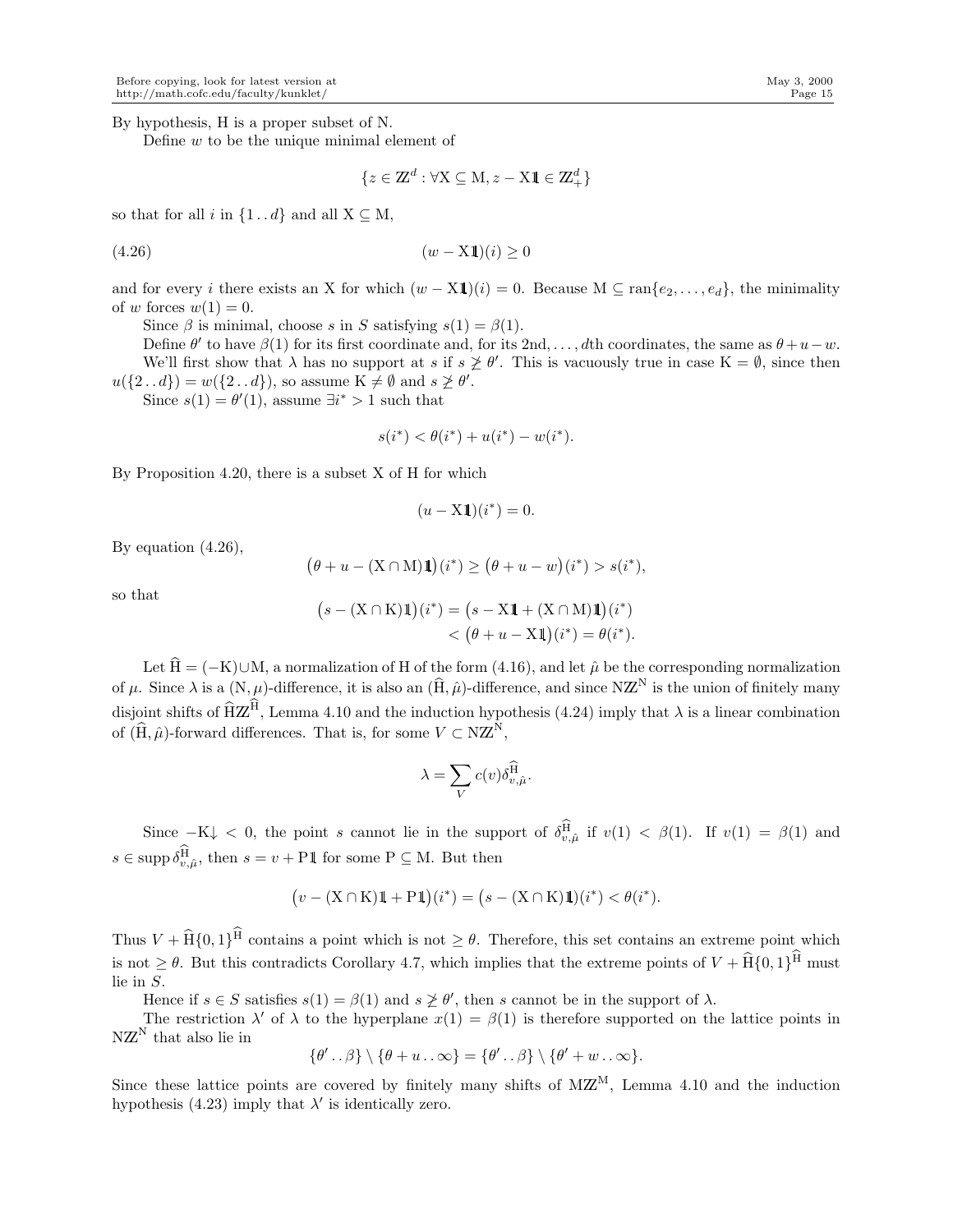By hypothesis, H is a proper subset of N.

Define $w$ to be the unique minimal element of

$$\{z \in \mathbb{Z}^d : \forall \mathrm{X} \subseteq \mathrm{M}, z - \mathrm{X}\mathbb{1} \in \mathbb{Z}^d_+\}$$

so that for all $i$ in $\{1\,..\,d\}$ and all $\mathrm{X} \subseteq \mathrm{M}$,

$$(w - \mathrm{X}\mathbb{1})(i) \geq 0 \tag{4.26}$$

and for every $i$ there exists an X for which $(w - \mathrm{X}\mathbb{1})(i) = 0$. Because $\mathrm{M} \subseteq \operatorname{ran}\{e_2, \ldots, e_d\}$, the minimality of $w$ forces $w(1) = 0$.

Since $\beta$ is minimal, choose $s$ in $S$ satisfying $s(1) = \beta(1)$.

Define $\theta'$ to have $\beta(1)$ for its first coordinate and, for its 2nd, ..., $d$th coordinates, the same as $\theta + u - w$.

We'll first show that $\lambda$ has no support at $s$ if $s \ngeq \theta'$. This is vacuously true in case $\mathrm{K} = \emptyset$, since then $u(\{2\,..\,d\}) = w(\{2\,..\,d\})$, so assume $\mathrm{K} \neq \emptyset$ and $s \ngeq \theta'$.

Since $s(1) = \theta'(1)$, assume $\exists i^* > 1$ such that

$$s(i^*) < \theta(i^*) + u(i^*) - w(i^*).$$

By Proposition 4.20, there is a subset X of H for which

$$(u - \mathrm{X}\mathbb{1})(i^*) = 0.$$

By equation (4.26),

$$\big(\theta + u - (\mathrm{X} \cap \mathrm{M})\mathbb{1}\big)(i^*) \geq \big(\theta + u - w\big)(i^*) > s(i^*),$$

so that

$$\begin{aligned}\big(s - (\mathrm{X} \cap \mathrm{K})\mathbb{1}\big)(i^*) &= \big(s - \mathrm{X}\mathbb{1} + (\mathrm{X} \cap \mathrm{M})\mathbb{1}\big)(i^*) \\ &< \big(\theta + u - \mathrm{X}\mathbb{1}\big)(i^*) = \theta(i^*).\end{aligned}$$

Let $\widehat{\mathrm{H}} = (-\mathrm{K}) \cup \mathrm{M}$, a normalization of H of the form (4.16), and let $\hat{\mu}$ be the corresponding normalization of $\mu$. Since $\lambda$ is a $(\mathrm{N}, \mu)$-difference, it is also an $(\widehat{\mathrm{H}}, \hat{\mu})$-difference, and since $\mathrm{N}\mathbb{Z}^{\mathrm{N}}$ is the union of finitely many disjoint shifts of $\widehat{\mathrm{H}}\mathbb{Z}^{\widehat{\mathrm{H}}}$, Lemma 4.10 and the induction hypothesis (4.24) imply that $\lambda$ is a linear combination of $(\widehat{\mathrm{H}}, \hat{\mu})$-forward differences. That is, for some $V \subset \mathrm{N}\mathbb{Z}^{\mathrm{N}}$,

$$\lambda = \sum_V c(v) \delta^{\widehat{\mathrm{H}}}_{v,\hat{\mu}}.$$

Since $-\mathrm{K}\!\downarrow\, < 0$, the point $s$ cannot lie in the support of $\delta^{\widehat{\mathrm{H}}}_{v,\hat{\mu}}$ if $v(1) < \beta(1)$. If $v(1) = \beta(1)$ and $s \in \operatorname{supp} \delta^{\widehat{\mathrm{H}}}_{v,\hat{\mu}}$, then $s = v + \mathrm{P}\mathbb{1}$ for some $\mathrm{P} \subseteq \mathrm{M}$. But then

$$\big(v - (\mathrm{X} \cap \mathrm{K})\mathbb{1} + \mathrm{P}\mathbb{1}\big)(i^*) = \big(s - (\mathrm{X} \cap \mathrm{K})\mathbb{1}\big)(i^*) < \theta(i^*).$$

Thus $V + \widehat{\mathrm{H}}\{0,1\}^{\widehat{\mathrm{H}}}$ contains a point which is not $\geq \theta$. Therefore, this set contains an extreme point which is not $\geq \theta$. But this contradicts Corollary 4.7, which implies that the extreme points of $V + \widehat{\mathrm{H}}\{0,1\}^{\widehat{\mathrm{H}}}$ must lie in $S$.

Hence if $s \in S$ satisfies $s(1) = \beta(1)$ and $s \ngeq \theta'$, then $s$ cannot be in the support of $\lambda$.

The restriction $\lambda'$ of $\lambda$ to the hyperplane $x(1) = \beta(1)$ is therefore supported on the lattice points in $\mathrm{N}\mathbb{Z}^{\mathrm{N}}$ that also lie in

$$\{\theta'\,..\,\beta\} \setminus \{\theta + u\,..\,\infty\} = \{\theta'\,..\,\beta\} \setminus \{\theta' + w\,..\,\infty\}.$$

Since these lattice points are covered by finitely many shifts of $\mathrm{M}\mathbb{Z}^{\mathrm{M}}$, Lemma 4.10 and the induction hypothesis (4.23) imply that $\lambda'$ is identically zero.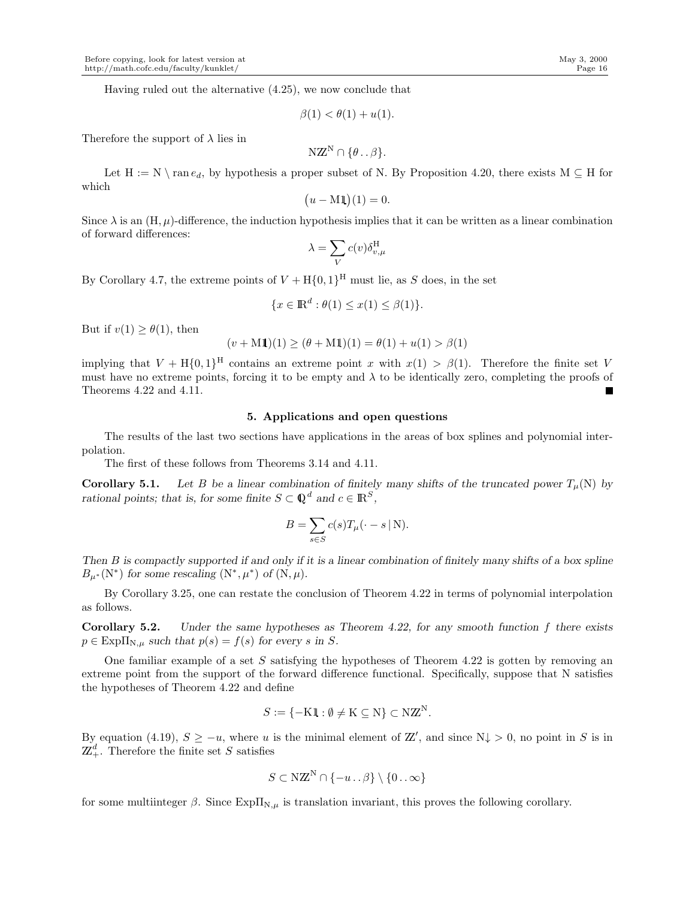Having ruled out the alternative (4.25), we now conclude that

$$\beta(1) < \theta(1) + u(1).$$

Therefore the support of $\lambda$ lies in

$$\mathrm{N}\mathbb{Z}^{\mathrm{N}} \cap \{\theta \,..\, \beta\}.$$

Let $\mathrm{H} := \mathrm{N} \setminus \operatorname{ran} e_d$, by hypothesis a proper subset of N. By Proposition 4.20, there exists $\mathrm{M} \subseteq \mathrm{H}$ for which

$$\big(u - \mathrm{M}\mathbb{1}\big)(1) = 0.$$

Since $\lambda$ is an $(\mathrm{H}, \mu)$-difference, the induction hypothesis implies that it can be written as a linear combination of forward differences:

$$\lambda = \sum_V c(v) \delta^{\mathrm{H}}_{v,\mu}$$

By Corollary 4.7, the extreme points of $V + \mathrm{H}\{0,1\}^{\mathrm{H}}$ must lie, as $S$ does, in the set

$$\{x \in \mathbb{R}^d : \theta(1) \le x(1) \le \beta(1)\}.$$

But if $v(1) \ge \theta(1)$, then

$$(v + \mathrm{M}\mathbb{1})(1) \ge (\theta + \mathrm{M}\mathbb{1})(1) = \theta(1) + u(1) > \beta(1)$$

implying that $V + \mathrm{H}\{0,1\}^{\mathrm{H}}$ contains an extreme point $x$ with $x(1) > \beta(1)$. Therefore the finite set $V$ must have no extreme points, forcing it to be empty and $\lambda$ to be identically zero, completing the proofs of Theorems 4.22 and 4.11. ∎

## 5. Applications and open questions

The results of the last two sections have applications in the areas of box splines and polynomial interpolation.

The first of these follows from Theorems 3.14 and 4.11.

**Corollary 5.1.** *Let $B$ be a linear combination of finitely many shifts of the truncated power $T_\mu(\mathrm{N})$ by rational points; that is, for some finite $S \subset \mathbb{Q}^d$ and $c \in \mathbb{R}^S$,*

$$B = \sum_{s \in S} c(s) T_\mu(\cdot - s \,|\, \mathrm{N}).$$

*Then $B$ is compactly supported if and only if it is a linear combination of finitely many shifts of a box spline $B_{\mu^*}(\mathrm{N}^*)$ for some rescaling $(\mathrm{N}^*, \mu^*)$ of $(\mathrm{N}, \mu)$.*

By Corollary 3.25, one can restate the conclusion of Theorem 4.22 in terms of polynomial interpolation as follows.

**Corollary 5.2.** *Under the same hypotheses as Theorem 4.22, for any smooth function $f$ there exists $p \in \mathrm{Exp}\Pi_{\mathrm{N},\mu}$ such that $p(s) = f(s)$ for every $s$ in $S$.*

One familiar example of a set $S$ satisfying the hypotheses of Theorem 4.22 is gotten by removing an extreme point from the support of the forward difference functional. Specifically, suppose that N satisfies the hypotheses of Theorem 4.22 and define

$$S := \{-\mathrm{K}\mathbb{1} : \emptyset \ne \mathrm{K} \subseteq \mathrm{N}\} \subset \mathrm{N}\mathbb{Z}^{\mathrm{N}}.$$

By equation (4.19), $S \ge -u$, where $u$ is the minimal element of $\mathbb{Z}'$, and since $\mathrm{N}{\downarrow} > 0$, no point in $S$ is in $\mathbb{Z}^d_+$. Therefore the finite set $S$ satisfies

$$S \subset \mathrm{N}\mathbb{Z}^{\mathrm{N}} \cap \{-u \,..\, \beta\} \setminus \{0 \,..\, \infty\}$$

for some multiinteger $\beta$. Since $\mathrm{Exp}\Pi_{\mathrm{N},\mu}$ is translation invariant, this proves the following corollary.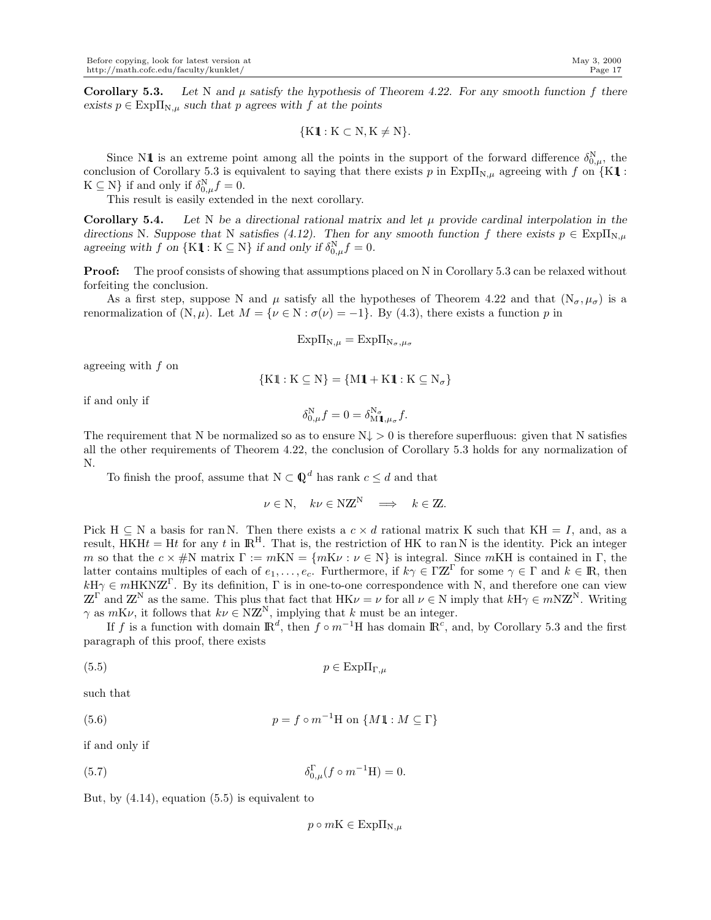**Corollary 5.3.** *Let* N *and* $\mu$ *satisfy the hypothesis of Theorem 4.22. For any smooth function* $f$ *there exists* $p \in \mathrm{Exp}\Pi_{\mathrm{N},\mu}$ *such that* $p$ *agrees with* $f$ *at the points*

$$\{\mathrm{K}\mathbb{1} : \mathrm{K} \subset \mathrm{N}, \mathrm{K} \neq \mathrm{N}\}.$$

Since $\mathrm{N}\mathbb{1}$ is an extreme point among all the points in the support of the forward difference $\delta^{\mathrm{N}}_{0,\mu}$, the conclusion of Corollary 5.3 is equivalent to saying that there exists $p$ in $\mathrm{Exp}\Pi_{\mathrm{N},\mu}$ agreeing with $f$ on $\{\mathrm{K}\mathbb{1} : \mathrm{K} \subseteq \mathrm{N}\}$ if and only if $\delta^{\mathrm{N}}_{0,\mu} f = 0$.

This result is easily extended in the next corollary.

**Corollary 5.4.** *Let* N *be a directional rational matrix and let* $\mu$ *provide cardinal interpolation in the directions* N*. Suppose that* N *satisfies (4.12). Then for any smooth function* $f$ *there exists* $p \in \mathrm{Exp}\Pi_{\mathrm{N},\mu}$ *agreeing with* $f$ *on* $\{\mathrm{K}\mathbb{1} : \mathrm{K} \subseteq \mathrm{N}\}$ *if and only if* $\delta^{\mathrm{N}}_{0,\mu} f = 0$.

**Proof:** The proof consists of showing that assumptions placed on N in Corollary 5.3 can be relaxed without forfeiting the conclusion.

As a first step, suppose N and $\mu$ satisfy all the hypotheses of Theorem 4.22 and that $(\mathrm{N}_\sigma, \mu_\sigma)$ is a renormalization of $(\mathrm{N}, \mu)$. Let $M = \{\nu \in \mathrm{N} : \sigma(\nu) = -1\}$. By (4.3), there exists a function $p$ in

$$\mathrm{Exp}\Pi_{\mathrm{N},\mu} = \mathrm{Exp}\Pi_{\mathrm{N}_\sigma,\mu_\sigma}$$

agreeing with $f$ on

$$\{\mathrm{K}\mathbb{1} : \mathrm{K} \subseteq \mathrm{N}\} = \{\mathrm{M}\mathbb{1} + \mathrm{K}\mathbb{1} : \mathrm{K} \subseteq \mathrm{N}_\sigma\}$$

if and only if

$$\delta^{\mathrm{N}}_{0,\mu} f = 0 = \delta^{\mathrm{N}_\sigma}_{\mathrm{M}\mathbb{1},\mu_\sigma} f.$$

The requirement that N be normalized so as to ensure $\mathrm{N}{\downarrow} > 0$ is therefore superfluous: given that N satisfies all the other requirements of Theorem 4.22, the conclusion of Corollary 5.3 holds for any normalization of N.

To finish the proof, assume that $\mathrm{N} \subset \mathbb{Q}^d$ has rank $c \leq d$ and that

$$\nu \in \mathrm{N}, \quad k\nu \in \mathrm{N}\mathbb{Z}^{\mathrm{N}} \quad \Longrightarrow \quad k \in \mathbb{Z}.$$

Pick $\mathrm{H} \subseteq \mathrm{N}$ a basis for $\operatorname{ran}\mathrm{N}$. Then there exists a $c \times d$ rational matrix K such that $\mathrm{KH} = I$, and, as a result, $\mathrm{HKH}t = \mathrm{H}t$ for any $t$ in $\mathbb{R}^{\mathrm{H}}$. That is, the restriction of HK to $\operatorname{ran}\mathrm{N}$ is the identity. Pick an integer $m$ so that the $c \times \#\mathrm{N}$ matrix $\Gamma := m\mathrm{KN} = \{m\mathrm{K}\nu : \nu \in \mathrm{N}\}$ is integral. Since $m\mathrm{KH}$ is contained in $\Gamma$, the latter contains multiples of each of $e_1, \ldots, e_c$. Furthermore, if $k\gamma \in \Gamma\mathbb{Z}^\Gamma$ for some $\gamma \in \Gamma$ and $k \in \mathbb{R}$, then $k\mathrm{H}\gamma \in m\mathrm{HKN}\mathbb{Z}^\Gamma$. By its definition, $\Gamma$ is in one-to-one correspondence with N, and therefore one can view $\mathbb{Z}^\Gamma$ and $\mathbb{Z}^{\mathrm{N}}$ as the same. This plus that fact that $\mathrm{HK}\nu = \nu$ for all $\nu \in \mathrm{N}$ imply that $k\mathrm{H}\gamma \in m\mathrm{N}\mathbb{Z}^{\mathrm{N}}$. Writing $\gamma$ as $m\mathrm{K}\nu$, it follows that $k\nu \in \mathrm{N}\mathbb{Z}^{\mathrm{N}}$, implying that $k$ must be an integer.

If $f$ is a function with domain $\mathbb{R}^d$, then $f \circ m^{-1}\mathrm{H}$ has domain $\mathbb{R}^c$, and, by Corollary 5.3 and the first paragraph of this proof, there exists

$$p \in \mathrm{Exp}\Pi_{\Gamma,\mu} \tag{5.5}$$

such that

$$p = f \circ m^{-1}\mathrm{H} \text{ on } \{M\mathbb{1} : M \subseteq \Gamma\} \tag{5.6}$$

if and only if

$$\delta^{\Gamma}_{0,\mu}(f \circ m^{-1}\mathrm{H}) = 0. \tag{5.7}$$

But, by (4.14), equation (5.5) is equivalent to

$$p \circ m\mathrm{K} \in \mathrm{Exp}\Pi_{\mathrm{N},\mu}$$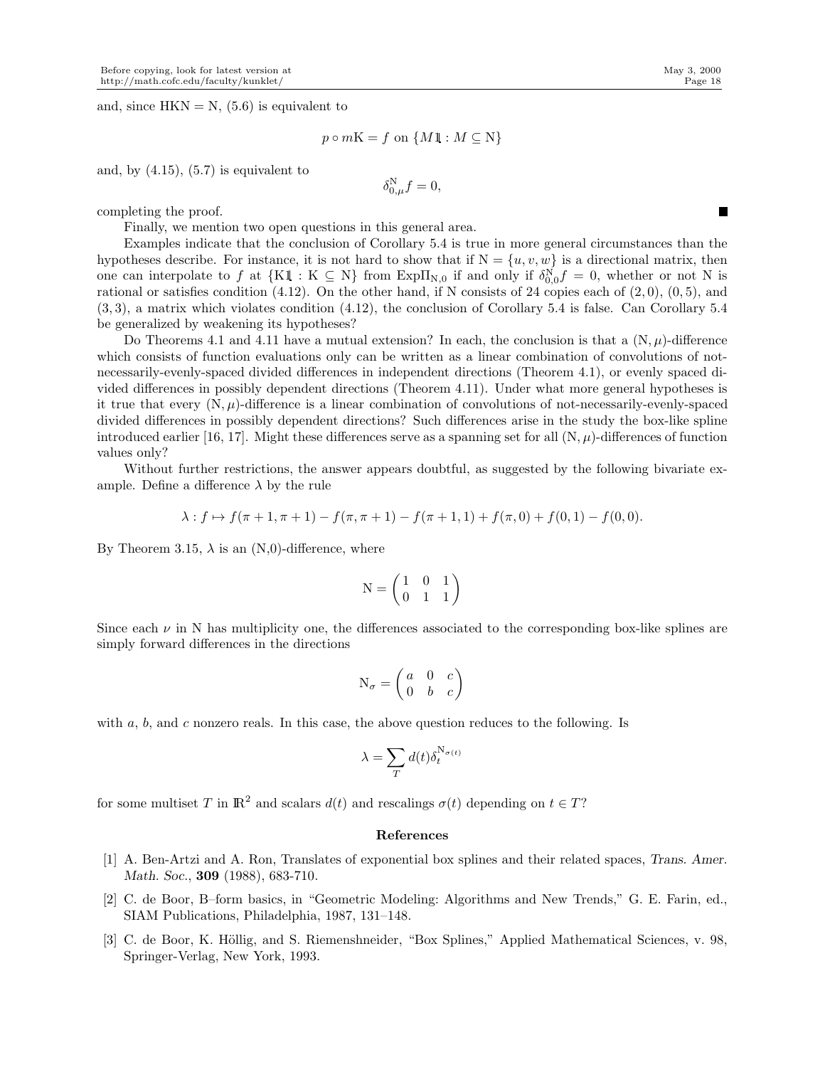and, since $\mathrm{HKN} = \mathrm{N}$, (5.6) is equivalent to

$$p \circ m\mathrm{K} = f \text{ on } \{M\mathbb{1} : M \subseteq \mathrm{N}\}$$

and, by (4.15), (5.7) is equivalent to

$$\delta^{\mathrm{N}}_{0,\mu} f = 0,$$

completing the proof. ∎

Finally, we mention two open questions in this general area.

Examples indicate that the conclusion of Corollary 5.4 is true in more general circumstances than the hypotheses describe. For instance, it is not hard to show that if $\mathrm{N} = \{u, v, w\}$ is a directional matrix, then one can interpolate to $f$ at $\{\mathrm{K}\mathbb{1} : \mathrm{K} \subseteq \mathrm{N}\}$ from $\mathrm{Exp}\Pi_{\mathrm{N},0}$ if and only if $\delta^{\mathrm{N}}_{0,0} f = 0$, whether or not N is rational or satisfies condition (4.12). On the other hand, if N consists of 24 copies each of $(2, 0)$, $(0, 5)$, and $(3, 3)$, a matrix which violates condition (4.12), the conclusion of Corollary 5.4 is false. Can Corollary 5.4 be generalized by weakening its hypotheses?

Do Theorems 4.1 and 4.11 have a mutual extension? In each, the conclusion is that a $(\mathrm{N}, \mu)$-difference which consists of function evaluations only can be written as a linear combination of convolutions of not-necessarily-evenly-spaced divided differences in independent directions (Theorem 4.1), or evenly spaced divided differences in possibly dependent directions (Theorem 4.11). Under what more general hypotheses is it true that every $(\mathrm{N}, \mu)$-difference is a linear combination of convolutions of not-necessarily-evenly-spaced divided differences in possibly dependent directions? Such differences arise in the study the box-like spline introduced earlier [16, 17]. Might these differences serve as a spanning set for all $(\mathrm{N}, \mu)$-differences of function values only?

Without further restrictions, the answer appears doubtful, as suggested by the following bivariate example. Define a difference $\lambda$ by the rule

$$\lambda : f \mapsto f(\pi + 1, \pi + 1) - f(\pi, \pi + 1) - f(\pi + 1, 1) + f(\pi, 0) + f(0, 1) - f(0, 0).$$

By Theorem 3.15, $\lambda$ is an (N,0)-difference, where

$$\mathrm{N} = \begin{pmatrix} 1 & 0 & 1 \\ 0 & 1 & 1 \end{pmatrix}$$

Since each $\nu$ in N has multiplicity one, the differences associated to the corresponding box-like splines are simply forward differences in the directions

$$\mathrm{N}_\sigma = \begin{pmatrix} a & 0 & c \\ 0 & b & c \end{pmatrix}$$

with $a$, $b$, and $c$ nonzero reals. In this case, the above question reduces to the following. Is

$$\lambda = \sum_T d(t) \delta_t^{\mathrm{N}_{\sigma(t)}}$$

for some multiset $T$ in $\mathbb{R}^2$ and scalars $d(t)$ and rescalings $\sigma(t)$ depending on $t \in T$?

## References

[1] A. Ben-Artzi and A. Ron, Translates of exponential box splines and their related spaces, *Trans. Amer. Math. Soc.*, **309** (1988), 683-710.

[2] C. de Boor, B–form basics, in "Geometric Modeling: Algorithms and New Trends," G. E. Farin, ed., SIAM Publications, Philadelphia, 1987, 131–148.

[3] C. de Boor, K. Höllig, and S. Riemenshneider, "Box Splines," Applied Mathematical Sciences, v. 98, Springer-Verlag, New York, 1993.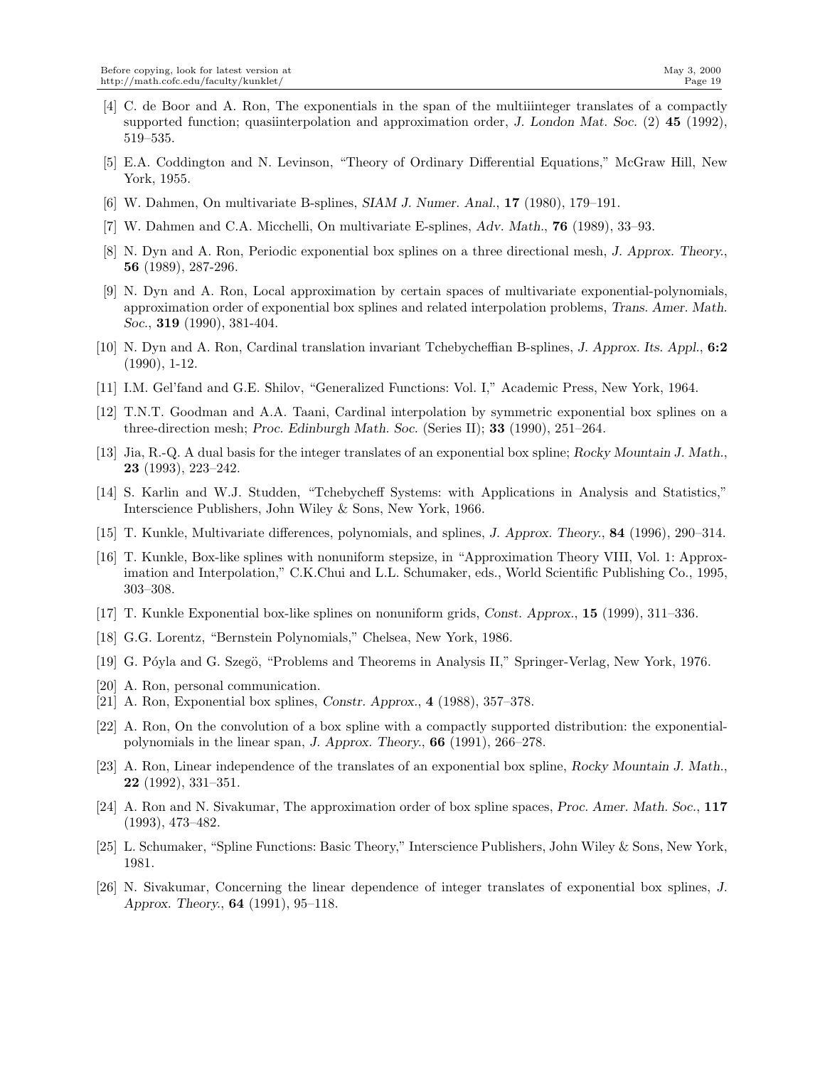[4] C. de Boor and A. Ron, The exponentials in the span of the multiiinteger translates of a compactly supported function; quasiinterpolation and approximation order, *J. London Mat. Soc.* (2) **45** (1992), 519–535.

[5] E.A. Coddington and N. Levinson, "Theory of Ordinary Differential Equations," McGraw Hill, New York, 1955.

[6] W. Dahmen, On multivariate B-splines, *SIAM J. Numer. Anal.*, **17** (1980), 179–191.

[7] W. Dahmen and C.A. Micchelli, On multivariate E-splines, *Adv. Math.*, **76** (1989), 33–93.

[8] N. Dyn and A. Ron, Periodic exponential box splines on a three directional mesh, *J. Approx. Theory.*, **56** (1989), 287-296.

[9] N. Dyn and A. Ron, Local approximation by certain spaces of multivariate exponential-polynomials, approximation order of exponential box splines and related interpolation problems, *Trans. Amer. Math. Soc.*, **319** (1990), 381-404.

[10] N. Dyn and A. Ron, Cardinal translation invariant Tchebycheffian B-splines, *J. Approx. Its. Appl.*, **6:2** (1990), 1-12.

[11] I.M. Gel'fand and G.E. Shilov, "Generalized Functions: Vol. I," Academic Press, New York, 1964.

[12] T.N.T. Goodman and A.A. Taani, Cardinal interpolation by symmetric exponential box splines on a three-direction mesh; *Proc. Edinburgh Math. Soc.* (Series II); **33** (1990), 251–264.

[13] Jia, R.-Q. A dual basis for the integer translates of an exponential box spline; *Rocky Mountain J. Math.*, **23** (1993), 223–242.

[14] S. Karlin and W.J. Studden, "Tchebycheff Systems: with Applications in Analysis and Statistics," Interscience Publishers, John Wiley & Sons, New York, 1966.

[15] T. Kunkle, Multivariate differences, polynomials, and splines, *J. Approx. Theory.*, **84** (1996), 290–314.

[16] T. Kunkle, Box-like splines with nonuniform stepsize, in "Approximation Theory VIII, Vol. 1: Approximation and Interpolation," C.K.Chui and L.L. Schumaker, eds., World Scientific Publishing Co., 1995, 303–308.

[17] T. Kunkle Exponential box-like splines on nonuniform grids, *Const. Approx.*, **15** (1999), 311–336.

[18] G.G. Lorentz, "Bernstein Polynomials," Chelsea, New York, 1986.

[19] G. Póyla and G. Szegö, "Problems and Theorems in Analysis II," Springer-Verlag, New York, 1976.

[20] A. Ron, personal communication.

[21] A. Ron, Exponential box splines, *Constr. Approx.*, **4** (1988), 357–378.

[22] A. Ron, On the convolution of a box spline with a compactly supported distribution: the exponential-polynomials in the linear span, *J. Approx. Theory.*, **66** (1991), 266–278.

[23] A. Ron, Linear independence of the translates of an exponential box spline, *Rocky Mountain J. Math.*, **22** (1992), 331–351.

[24] A. Ron and N. Sivakumar, The approximation order of box spline spaces, *Proc. Amer. Math. Soc.*, **117** (1993), 473–482.

[25] L. Schumaker, "Spline Functions: Basic Theory," Interscience Publishers, John Wiley & Sons, New York, 1981.

[26] N. Sivakumar, Concerning the linear dependence of integer translates of exponential box splines, *J. Approx. Theory.*, **64** (1991), 95–118.